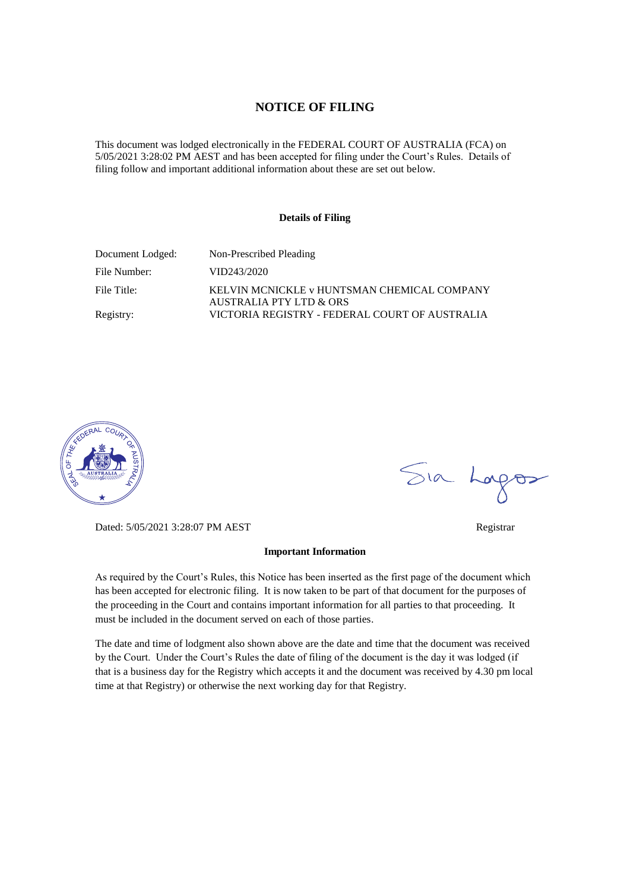# NOTICE OF FILING

This document was lodged electronically in the FEDERAL COURT OF AUSTRALIA (FCA) on 5/05/2021 3:28:02 PM AEST and has been accepted for filing under the Court's Rules. Details of filing follow and important additional information about these are set out below.

### Details of Filing

| | |
|---|---|
| Document Lodged: | Non-Prescribed Pleading |
| File Number: | VID243/2020 |
| File Title: | KELVIN MCNICKLE v HUNTSMAN CHEMICAL COMPANY AUSTRALIA PTY LTD & ORS |
| Registry: | VICTORIA REGISTRY - FEDERAL COURT OF AUSTRALIA |

Sia Lagos

Dated: 5/05/2021 3:28:07 PM AEST

Registrar

### Important Information

As required by the Court's Rules, this Notice has been inserted as the first page of the document which has been accepted for electronic filing. It is now taken to be part of that document for the purposes of the proceeding in the Court and contains important information for all parties to that proceeding. It must be included in the document served on each of those parties.

The date and time of lodgment also shown above are the date and time that the document was received by the Court. Under the Court's Rules the date of filing of the document is the day it was lodged (if that is a business day for the Registry which accepts it and the document was received by 4.30 pm local time at that Registry) or otherwise the next working day for that Registry.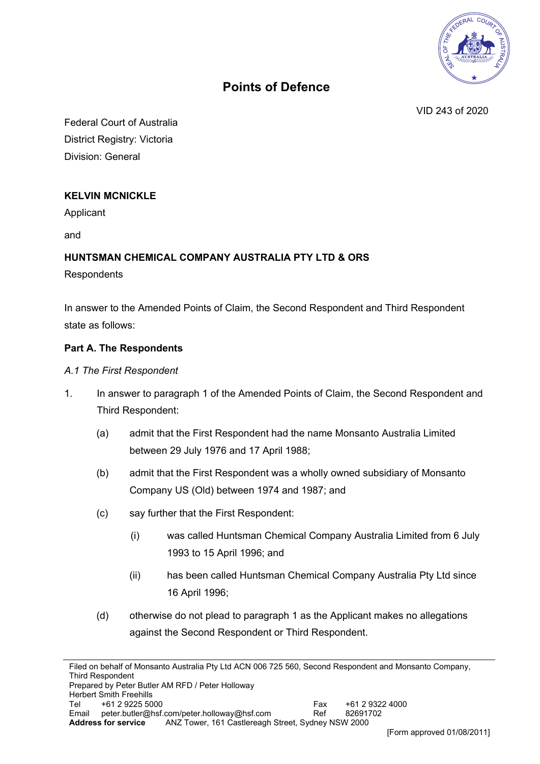# Points of Defence

VID 243 of 2020

Federal Court of Australia
District Registry: Victoria
Division: General

**KELVIN MCNICKLE**
Applicant

and

**HUNTSMAN CHEMICAL COMPANY AUSTRALIA PTY LTD & ORS**
Respondents

In answer to the Amended Points of Claim, the Second Respondent and Third Respondent state as follows:

**Part A. The Respondents**

*A.1 The First Respondent*

1. In answer to paragraph 1 of the Amended Points of Claim, the Second Respondent and Third Respondent:

   (a) admit that the First Respondent had the name Monsanto Australia Limited between 29 July 1976 and 17 April 1988;

   (b) admit that the First Respondent was a wholly owned subsidiary of Monsanto Company US (Old) between 1974 and 1987; and

   (c) say further that the First Respondent:

      (i) was called Huntsman Chemical Company Australia Limited from 6 July 1993 to 15 April 1996; and

      (ii) has been called Huntsman Chemical Company Australia Pty Ltd since 16 April 1996;

   (d) otherwise do not plead to paragraph 1 as the Applicant makes no allegations against the Second Respondent or Third Respondent.

Filed on behalf of Monsanto Australia Pty Ltd ACN 006 725 560, Second Respondent and Monsanto Company, Third Respondent
Prepared by Peter Butler AM RFD / Peter Holloway
Herbert Smith Freehills
Tel +61 2 9225 5000 Fax +61 2 9322 4000
Email peter.butler@hsf.com/peter.holloway@hsf.com Ref 82691702
**Address for service** ANZ Tower, 161 Castlereagh Street, Sydney NSW 2000

[Form approved 01/08/2011]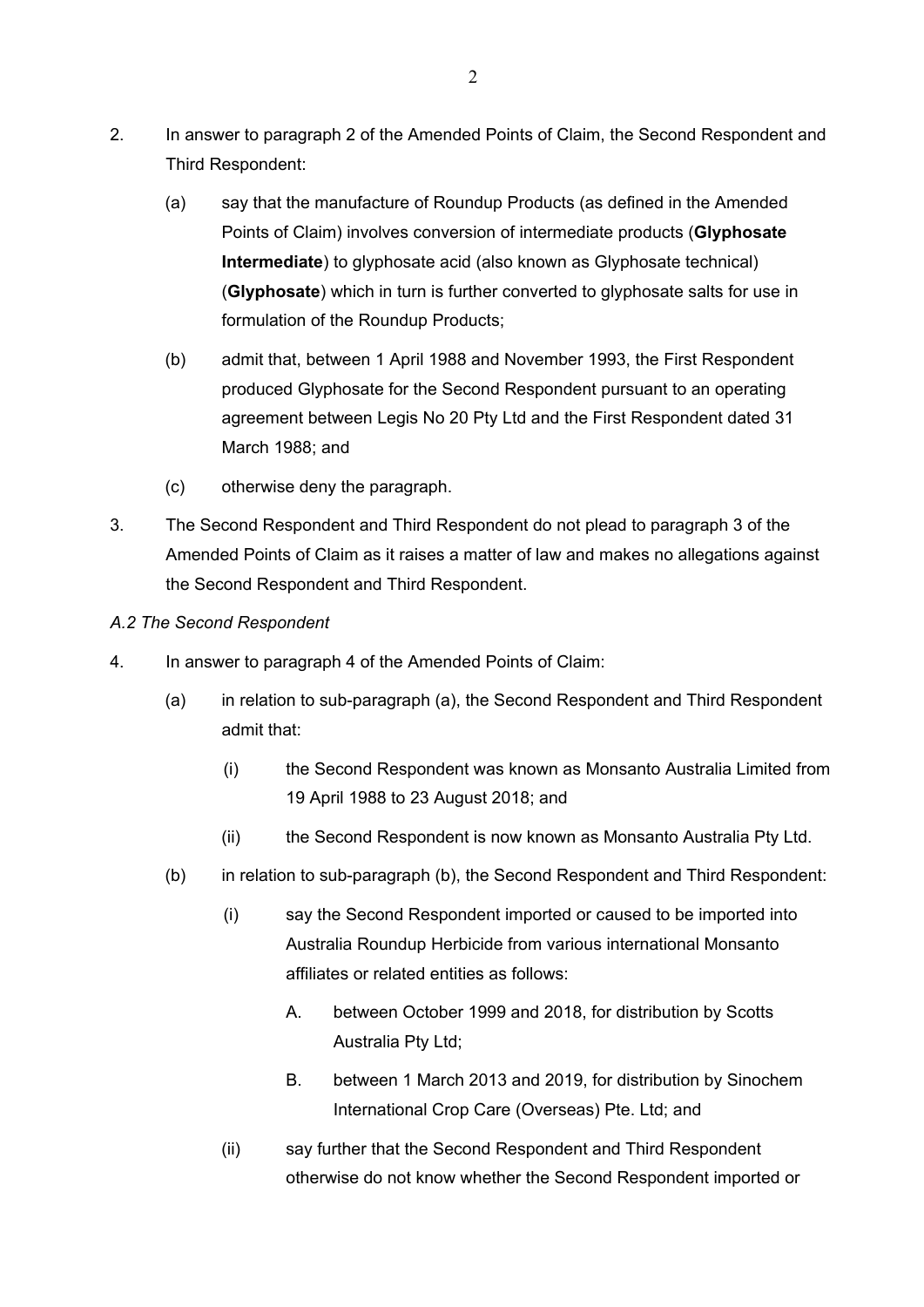2. In answer to paragraph 2 of the Amended Points of Claim, the Second Respondent and Third Respondent:

   (a) say that the manufacture of Roundup Products (as defined in the Amended Points of Claim) involves conversion of intermediate products (**Glyphosate Intermediate**) to glyphosate acid (also known as Glyphosate technical) (**Glyphosate**) which in turn is further converted to glyphosate salts for use in formulation of the Roundup Products;

   (b) admit that, between 1 April 1988 and November 1993, the First Respondent produced Glyphosate for the Second Respondent pursuant to an operating agreement between Legis No 20 Pty Ltd and the First Respondent dated 31 March 1988; and

   (c) otherwise deny the paragraph.

3. The Second Respondent and Third Respondent do not plead to paragraph 3 of the Amended Points of Claim as it raises a matter of law and makes no allegations against the Second Respondent and Third Respondent.

*A.2 The Second Respondent*

4. In answer to paragraph 4 of the Amended Points of Claim:

   (a) in relation to sub-paragraph (a), the Second Respondent and Third Respondent admit that:

      (i) the Second Respondent was known as Monsanto Australia Limited from 19 April 1988 to 23 August 2018; and

      (ii) the Second Respondent is now known as Monsanto Australia Pty Ltd.

   (b) in relation to sub-paragraph (b), the Second Respondent and Third Respondent:

      (i) say the Second Respondent imported or caused to be imported into Australia Roundup Herbicide from various international Monsanto affiliates or related entities as follows:

         A. between October 1999 and 2018, for distribution by Scotts Australia Pty Ltd;

         B. between 1 March 2013 and 2019, for distribution by Sinochem International Crop Care (Overseas) Pte. Ltd; and

      (ii) say further that the Second Respondent and Third Respondent otherwise do not know whether the Second Respondent imported or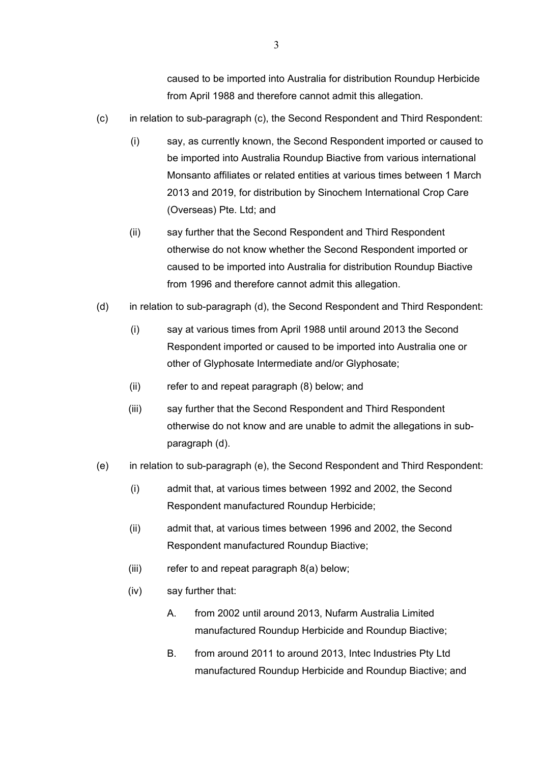caused to be imported into Australia for distribution Roundup Herbicide from April 1988 and therefore cannot admit this allegation.

(c) in relation to sub-paragraph (c), the Second Respondent and Third Respondent:

   (i) say, as currently known, the Second Respondent imported or caused to be imported into Australia Roundup Biactive from various international Monsanto affiliates or related entities at various times between 1 March 2013 and 2019, for distribution by Sinochem International Crop Care (Overseas) Pte. Ltd; and

   (ii) say further that the Second Respondent and Third Respondent otherwise do not know whether the Second Respondent imported or caused to be imported into Australia for distribution Roundup Biactive from 1996 and therefore cannot admit this allegation.

(d) in relation to sub-paragraph (d), the Second Respondent and Third Respondent:

   (i) say at various times from April 1988 until around 2013 the Second Respondent imported or caused to be imported into Australia one or other of Glyphosate Intermediate and/or Glyphosate;

   (ii) refer to and repeat paragraph (8) below; and

   (iii) say further that the Second Respondent and Third Respondent otherwise do not know and are unable to admit the allegations in sub-paragraph (d).

(e) in relation to sub-paragraph (e), the Second Respondent and Third Respondent:

   (i) admit that, at various times between 1992 and 2002, the Second Respondent manufactured Roundup Herbicide;

   (ii) admit that, at various times between 1996 and 2002, the Second Respondent manufactured Roundup Biactive;

   (iii) refer to and repeat paragraph 8(a) below;

   (iv) say further that:

      A. from 2002 until around 2013, Nufarm Australia Limited manufactured Roundup Herbicide and Roundup Biactive;

      B. from around 2011 to around 2013, Intec Industries Pty Ltd manufactured Roundup Herbicide and Roundup Biactive; and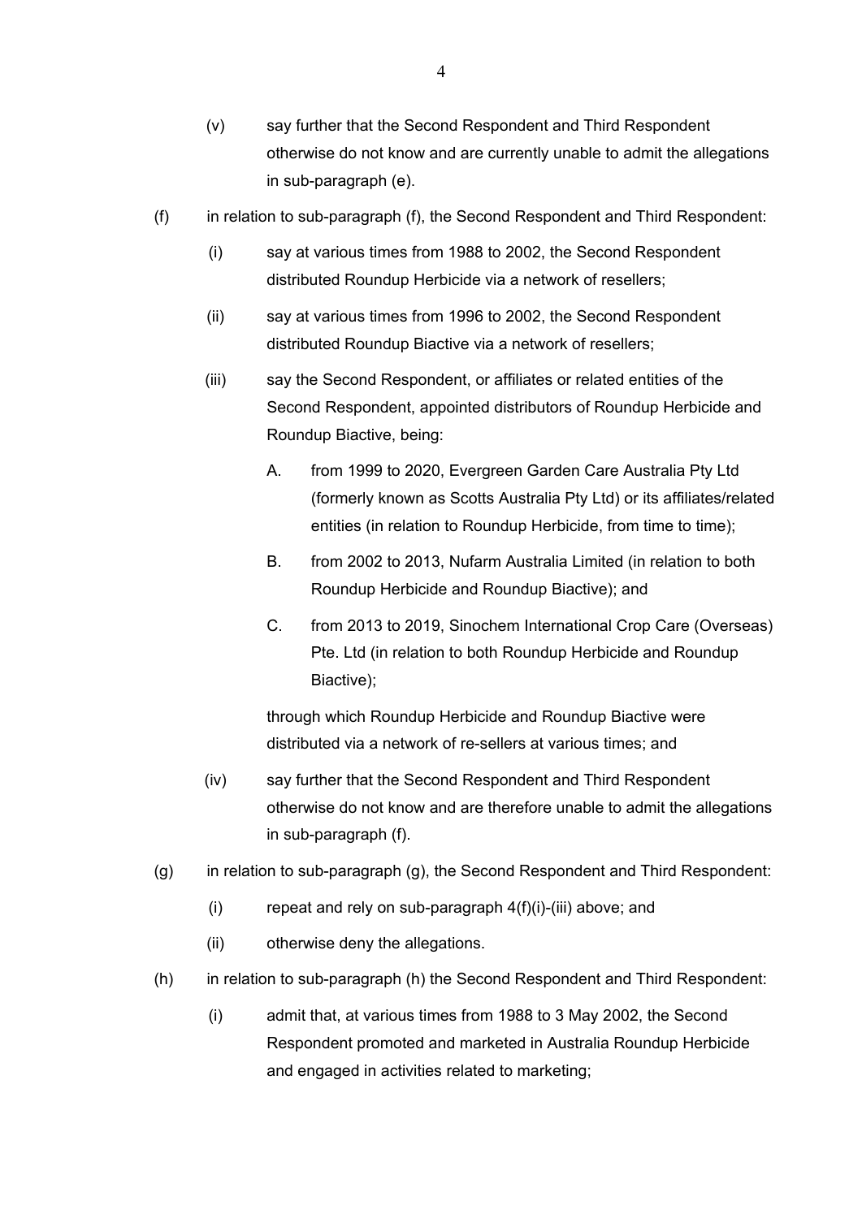(v) say further that the Second Respondent and Third Respondent otherwise do not know and are currently unable to admit the allegations in sub-paragraph (e).

(f) in relation to sub-paragraph (f), the Second Respondent and Third Respondent:

   (i) say at various times from 1988 to 2002, the Second Respondent distributed Roundup Herbicide via a network of resellers;

   (ii) say at various times from 1996 to 2002, the Second Respondent distributed Roundup Biactive via a network of resellers;

   (iii) say the Second Respondent, or affiliates or related entities of the Second Respondent, appointed distributors of Roundup Herbicide and Roundup Biactive, being:

      A. from 1999 to 2020, Evergreen Garden Care Australia Pty Ltd (formerly known as Scotts Australia Pty Ltd) or its affiliates/related entities (in relation to Roundup Herbicide, from time to time);

      B. from 2002 to 2013, Nufarm Australia Limited (in relation to both Roundup Herbicide and Roundup Biactive); and

      C. from 2013 to 2019, Sinochem International Crop Care (Overseas) Pte. Ltd (in relation to both Roundup Herbicide and Roundup Biactive);

   through which Roundup Herbicide and Roundup Biactive were distributed via a network of re-sellers at various times; and

   (iv) say further that the Second Respondent and Third Respondent otherwise do not know and are therefore unable to admit the allegations in sub-paragraph (f).

(g) in relation to sub-paragraph (g), the Second Respondent and Third Respondent:

   (i) repeat and rely on sub-paragraph 4(f)(i)-(iii) above; and

   (ii) otherwise deny the allegations.

(h) in relation to sub-paragraph (h) the Second Respondent and Third Respondent:

   (i) admit that, at various times from 1988 to 3 May 2002, the Second Respondent promoted and marketed in Australia Roundup Herbicide and engaged in activities related to marketing;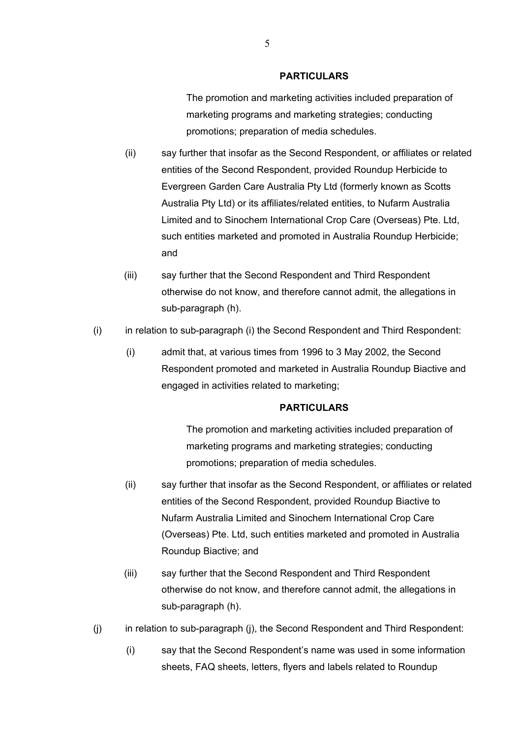**PARTICULARS**

The promotion and marketing activities included preparation of marketing programs and marketing strategies; conducting promotions; preparation of media schedules.

(ii) say further that insofar as the Second Respondent, or affiliates or related entities of the Second Respondent, provided Roundup Herbicide to Evergreen Garden Care Australia Pty Ltd (formerly known as Scotts Australia Pty Ltd) or its affiliates/related entities, to Nufarm Australia Limited and to Sinochem International Crop Care (Overseas) Pte. Ltd, such entities marketed and promoted in Australia Roundup Herbicide; and

(iii) say further that the Second Respondent and Third Respondent otherwise do not know, and therefore cannot admit, the allegations in sub-paragraph (h).

(i) in relation to sub-paragraph (i) the Second Respondent and Third Respondent:

(i) admit that, at various times from 1996 to 3 May 2002, the Second Respondent promoted and marketed in Australia Roundup Biactive and engaged in activities related to marketing;

**PARTICULARS**

The promotion and marketing activities included preparation of marketing programs and marketing strategies; conducting promotions; preparation of media schedules.

(ii) say further that insofar as the Second Respondent, or affiliates or related entities of the Second Respondent, provided Roundup Biactive to Nufarm Australia Limited and Sinochem International Crop Care (Overseas) Pte. Ltd, such entities marketed and promoted in Australia Roundup Biactive; and

(iii) say further that the Second Respondent and Third Respondent otherwise do not know, and therefore cannot admit, the allegations in sub-paragraph (h).

(j) in relation to sub-paragraph (j), the Second Respondent and Third Respondent:

(i) say that the Second Respondent's name was used in some information sheets, FAQ sheets, letters, flyers and labels related to Roundup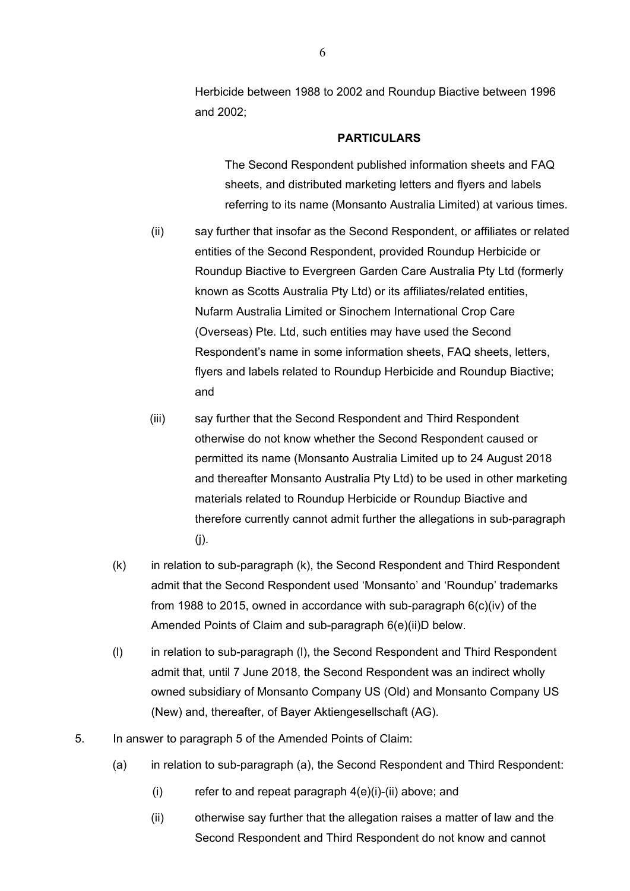Herbicide between 1988 to 2002 and Roundup Biactive between 1996 and 2002;

**PARTICULARS**

The Second Respondent published information sheets and FAQ sheets, and distributed marketing letters and flyers and labels referring to its name (Monsanto Australia Limited) at various times.

(ii) say further that insofar as the Second Respondent, or affiliates or related entities of the Second Respondent, provided Roundup Herbicide or Roundup Biactive to Evergreen Garden Care Australia Pty Ltd (formerly known as Scotts Australia Pty Ltd) or its affiliates/related entities, Nufarm Australia Limited or Sinochem International Crop Care (Overseas) Pte. Ltd, such entities may have used the Second Respondent's name in some information sheets, FAQ sheets, letters, flyers and labels related to Roundup Herbicide and Roundup Biactive; and

(iii) say further that the Second Respondent and Third Respondent otherwise do not know whether the Second Respondent caused or permitted its name (Monsanto Australia Limited up to 24 August 2018 and thereafter Monsanto Australia Pty Ltd) to be used in other marketing materials related to Roundup Herbicide or Roundup Biactive and therefore currently cannot admit further the allegations in sub-paragraph (j).

(k) in relation to sub-paragraph (k), the Second Respondent and Third Respondent admit that the Second Respondent used 'Monsanto' and 'Roundup' trademarks from 1988 to 2015, owned in accordance with sub-paragraph 6(c)(iv) of the Amended Points of Claim and sub-paragraph 6(e)(ii)D below.

(l) in relation to sub-paragraph (l), the Second Respondent and Third Respondent admit that, until 7 June 2018, the Second Respondent was an indirect wholly owned subsidiary of Monsanto Company US (Old) and Monsanto Company US (New) and, thereafter, of Bayer Aktiengesellschaft (AG).

5. In answer to paragraph 5 of the Amended Points of Claim:

(a) in relation to sub-paragraph (a), the Second Respondent and Third Respondent:

(i) refer to and repeat paragraph 4(e)(i)-(ii) above; and

(ii) otherwise say further that the allegation raises a matter of law and the Second Respondent and Third Respondent do not know and cannot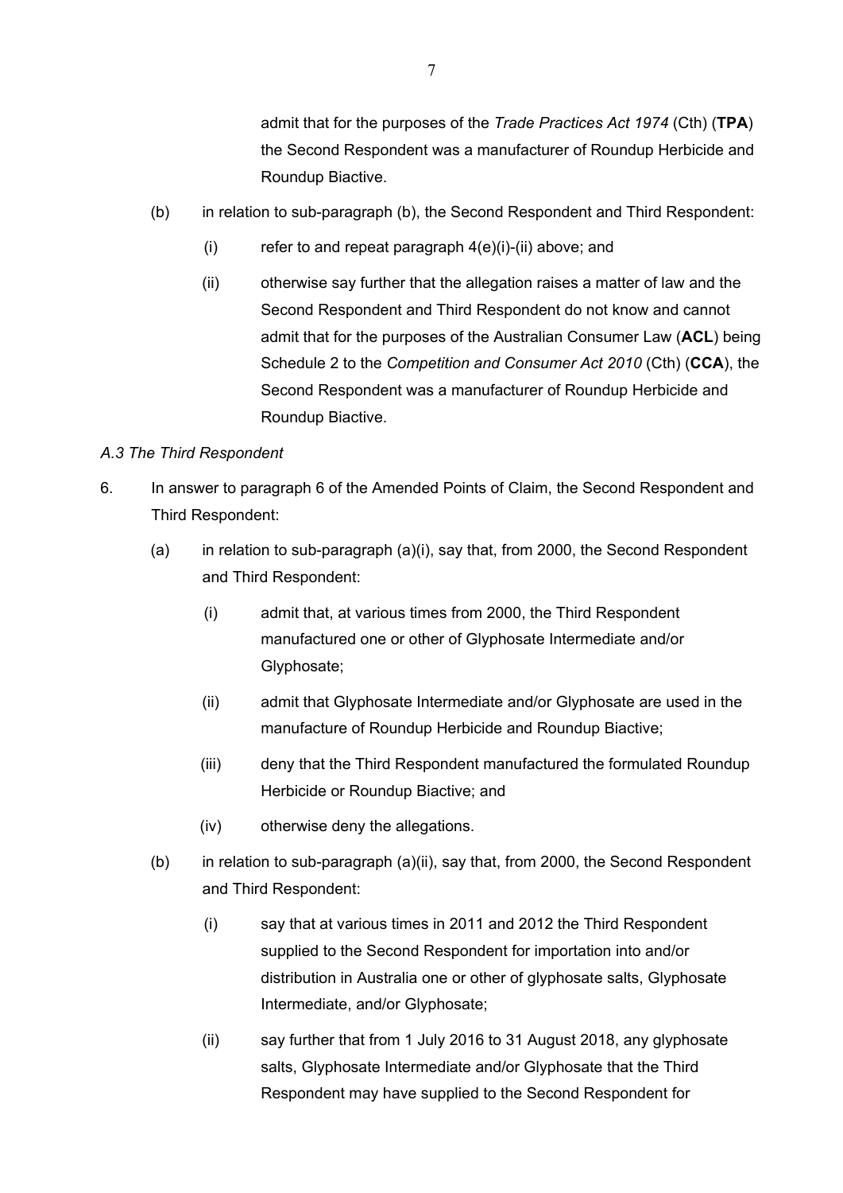admit that for the purposes of the *Trade Practices Act 1974* (Cth) (**TPA**) the Second Respondent was a manufacturer of Roundup Herbicide and Roundup Biactive.

(b) in relation to sub-paragraph (b), the Second Respondent and Third Respondent:

(i) refer to and repeat paragraph 4(e)(i)-(ii) above; and

(ii) otherwise say further that the allegation raises a matter of law and the Second Respondent and Third Respondent do not know and cannot admit that for the purposes of the Australian Consumer Law (**ACL**) being Schedule 2 to the *Competition and Consumer Act 2010* (Cth) (**CCA**), the Second Respondent was a manufacturer of Roundup Herbicide and Roundup Biactive.

*A.3 The Third Respondent*

6. In answer to paragraph 6 of the Amended Points of Claim, the Second Respondent and Third Respondent:

(a) in relation to sub-paragraph (a)(i), say that, from 2000, the Second Respondent and Third Respondent:

(i) admit that, at various times from 2000, the Third Respondent manufactured one or other of Glyphosate Intermediate and/or Glyphosate;

(ii) admit that Glyphosate Intermediate and/or Glyphosate are used in the manufacture of Roundup Herbicide and Roundup Biactive;

(iii) deny that the Third Respondent manufactured the formulated Roundup Herbicide or Roundup Biactive; and

(iv) otherwise deny the allegations.

(b) in relation to sub-paragraph (a)(ii), say that, from 2000, the Second Respondent and Third Respondent:

(i) say that at various times in 2011 and 2012 the Third Respondent supplied to the Second Respondent for importation into and/or distribution in Australia one or other of glyphosate salts, Glyphosate Intermediate, and/or Glyphosate;

(ii) say further that from 1 July 2016 to 31 August 2018, any glyphosate salts, Glyphosate Intermediate and/or Glyphosate that the Third Respondent may have supplied to the Second Respondent for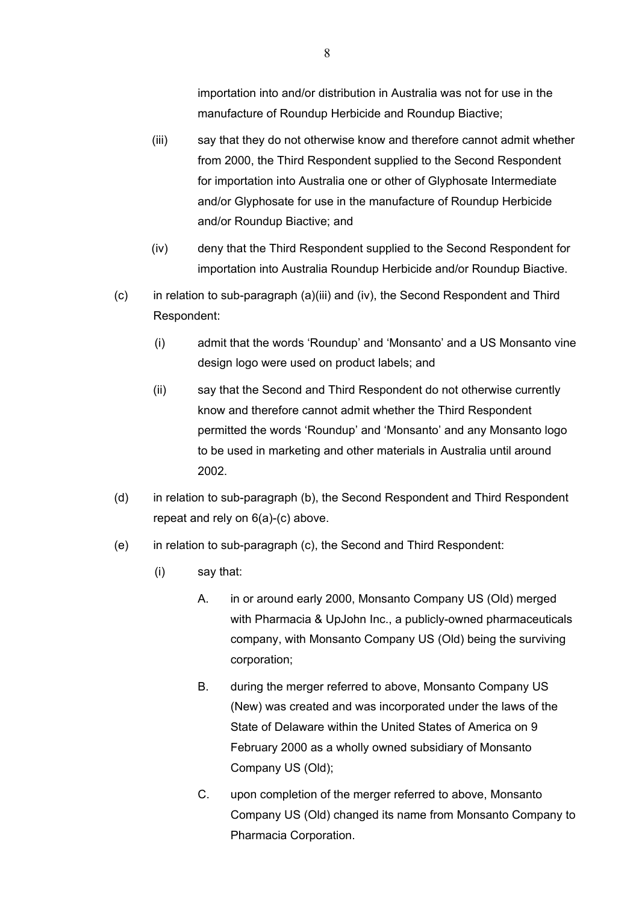importation into and/or distribution in Australia was not for use in the manufacture of Roundup Herbicide and Roundup Biactive;

(iii) say that they do not otherwise know and therefore cannot admit whether from 2000, the Third Respondent supplied to the Second Respondent for importation into Australia one or other of Glyphosate Intermediate and/or Glyphosate for use in the manufacture of Roundup Herbicide and/or Roundup Biactive; and

(iv) deny that the Third Respondent supplied to the Second Respondent for importation into Australia Roundup Herbicide and/or Roundup Biactive.

(c) in relation to sub-paragraph (a)(iii) and (iv), the Second Respondent and Third Respondent:

(i) admit that the words 'Roundup' and 'Monsanto' and a US Monsanto vine design logo were used on product labels; and

(ii) say that the Second and Third Respondent do not otherwise currently know and therefore cannot admit whether the Third Respondent permitted the words 'Roundup' and 'Monsanto' and any Monsanto logo to be used in marketing and other materials in Australia until around 2002.

(d) in relation to sub-paragraph (b), the Second Respondent and Third Respondent repeat and rely on 6(a)-(c) above.

(e) in relation to sub-paragraph (c), the Second and Third Respondent:

(i) say that:

A. in or around early 2000, Monsanto Company US (Old) merged with Pharmacia & UpJohn Inc., a publicly-owned pharmaceuticals company, with Monsanto Company US (Old) being the surviving corporation;

B. during the merger referred to above, Monsanto Company US (New) was created and was incorporated under the laws of the State of Delaware within the United States of America on 9 February 2000 as a wholly owned subsidiary of Monsanto Company US (Old);

C. upon completion of the merger referred to above, Monsanto Company US (Old) changed its name from Monsanto Company to Pharmacia Corporation.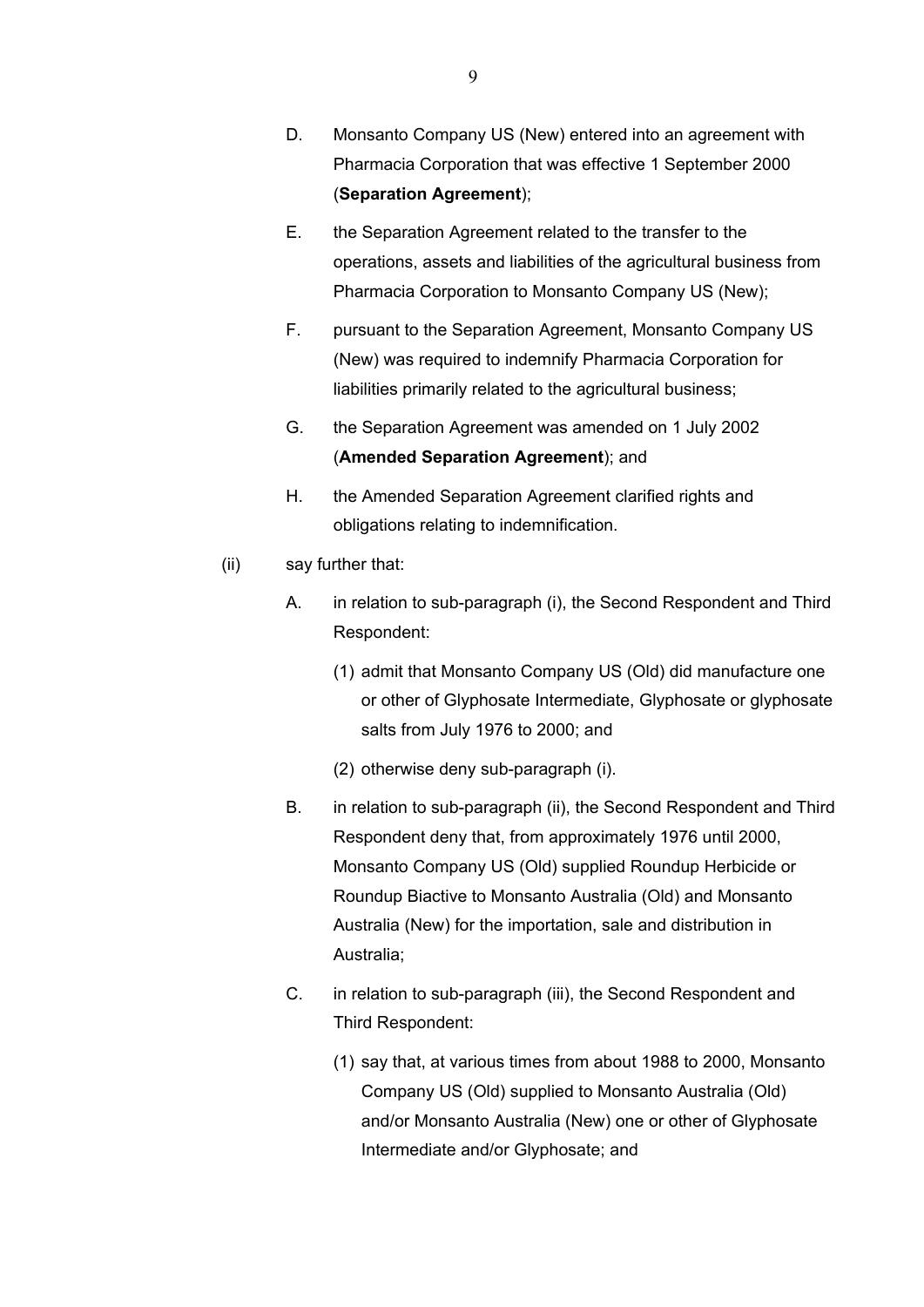D. Monsanto Company US (New) entered into an agreement with Pharmacia Corporation that was effective 1 September 2000 (**Separation Agreement**);

E. the Separation Agreement related to the transfer to the operations, assets and liabilities of the agricultural business from Pharmacia Corporation to Monsanto Company US (New);

F. pursuant to the Separation Agreement, Monsanto Company US (New) was required to indemnify Pharmacia Corporation for liabilities primarily related to the agricultural business;

G. the Separation Agreement was amended on 1 July 2002 (**Amended Separation Agreement**); and

H. the Amended Separation Agreement clarified rights and obligations relating to indemnification.

(ii) say further that:

A. in relation to sub-paragraph (i), the Second Respondent and Third Respondent:

(1) admit that Monsanto Company US (Old) did manufacture one or other of Glyphosate Intermediate, Glyphosate or glyphosate salts from July 1976 to 2000; and

(2) otherwise deny sub-paragraph (i).

B. in relation to sub-paragraph (ii), the Second Respondent and Third Respondent deny that, from approximately 1976 until 2000, Monsanto Company US (Old) supplied Roundup Herbicide or Roundup Biactive to Monsanto Australia (Old) and Monsanto Australia (New) for the importation, sale and distribution in Australia;

C. in relation to sub-paragraph (iii), the Second Respondent and Third Respondent:

(1) say that, at various times from about 1988 to 2000, Monsanto Company US (Old) supplied to Monsanto Australia (Old) and/or Monsanto Australia (New) one or other of Glyphosate Intermediate and/or Glyphosate; and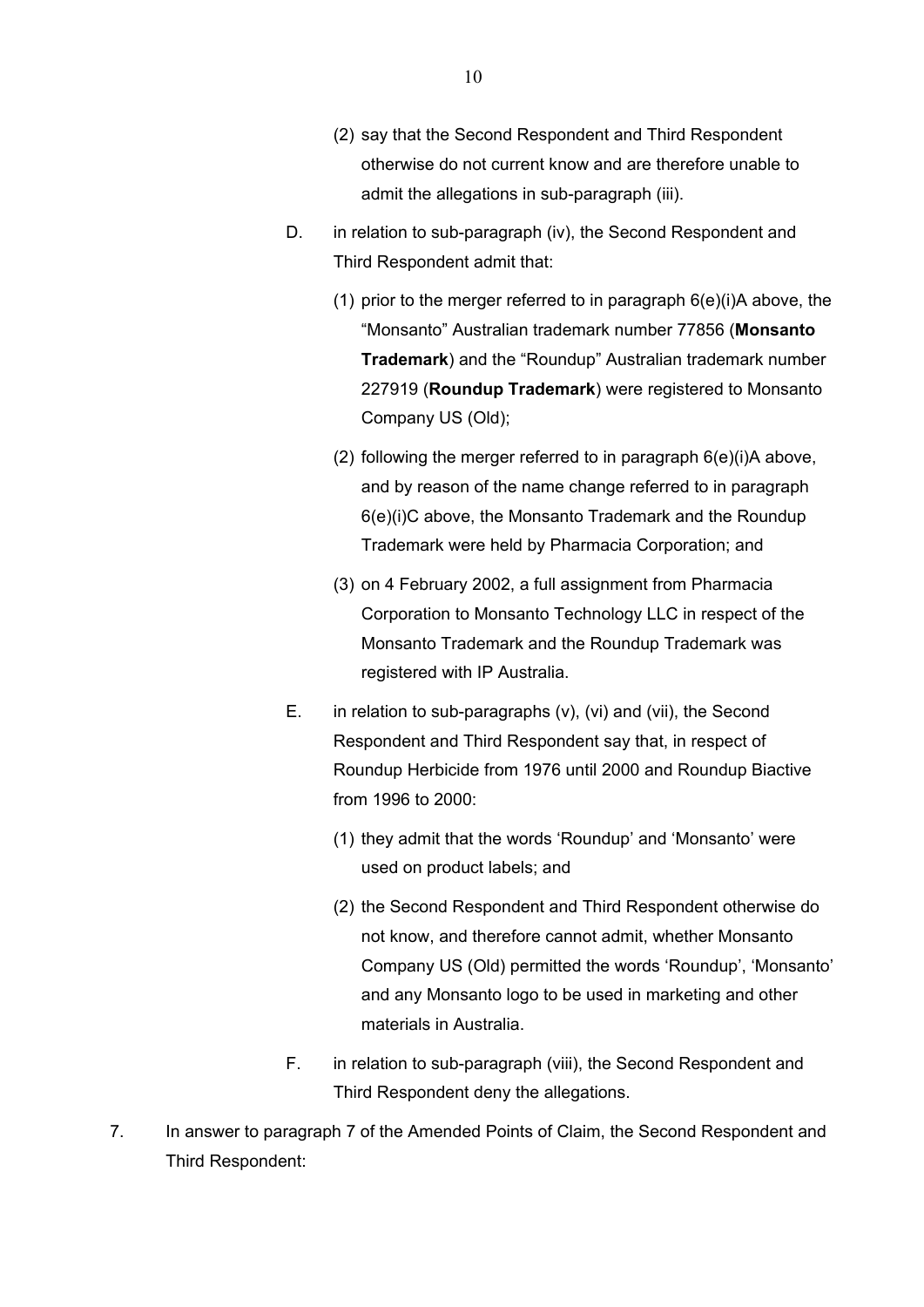(2) say that the Second Respondent and Third Respondent otherwise do not current know and are therefore unable to admit the allegations in sub-paragraph (iii).

D. in relation to sub-paragraph (iv), the Second Respondent and Third Respondent admit that:

(1) prior to the merger referred to in paragraph 6(e)(i)A above, the "Monsanto" Australian trademark number 77856 (**Monsanto Trademark**) and the "Roundup" Australian trademark number 227919 (**Roundup Trademark**) were registered to Monsanto Company US (Old);

(2) following the merger referred to in paragraph 6(e)(i)A above, and by reason of the name change referred to in paragraph 6(e)(i)C above, the Monsanto Trademark and the Roundup Trademark were held by Pharmacia Corporation; and

(3) on 4 February 2002, a full assignment from Pharmacia Corporation to Monsanto Technology LLC in respect of the Monsanto Trademark and the Roundup Trademark was registered with IP Australia.

E. in relation to sub-paragraphs (v), (vi) and (vii), the Second Respondent and Third Respondent say that, in respect of Roundup Herbicide from 1976 until 2000 and Roundup Biactive from 1996 to 2000:

(1) they admit that the words 'Roundup' and 'Monsanto' were used on product labels; and

(2) the Second Respondent and Third Respondent otherwise do not know, and therefore cannot admit, whether Monsanto Company US (Old) permitted the words 'Roundup', 'Monsanto' and any Monsanto logo to be used in marketing and other materials in Australia.

F. in relation to sub-paragraph (viii), the Second Respondent and Third Respondent deny the allegations.

7. In answer to paragraph 7 of the Amended Points of Claim, the Second Respondent and Third Respondent: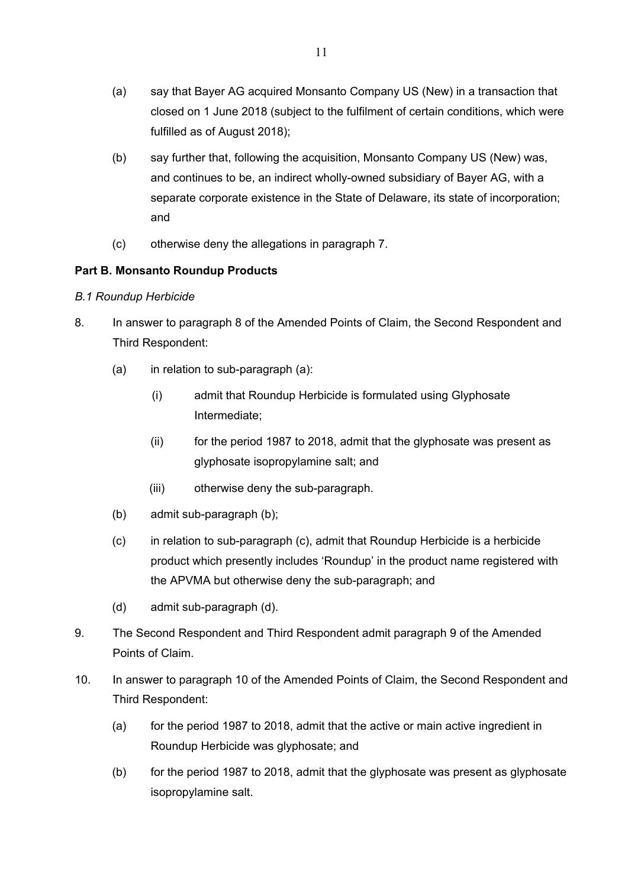(a) say that Bayer AG acquired Monsanto Company US (New) in a transaction that closed on 1 June 2018 (subject to the fulfilment of certain conditions, which were fulfilled as of August 2018);

(b) say further that, following the acquisition, Monsanto Company US (New) was, and continues to be, an indirect wholly-owned subsidiary of Bayer AG, with a separate corporate existence in the State of Delaware, its state of incorporation; and

(c) otherwise deny the allegations in paragraph 7.

**Part B. Monsanto Roundup Products**

*B.1 Roundup Herbicide*

8. In answer to paragraph 8 of the Amended Points of Claim, the Second Respondent and Third Respondent:

   (a) in relation to sub-paragraph (a):

      (i) admit that Roundup Herbicide is formulated using Glyphosate Intermediate;

      (ii) for the period 1987 to 2018, admit that the glyphosate was present as glyphosate isopropylamine salt; and

      (iii) otherwise deny the sub-paragraph.

   (b) admit sub-paragraph (b);

   (c) in relation to sub-paragraph (c), admit that Roundup Herbicide is a herbicide product which presently includes 'Roundup' in the product name registered with the APVMA but otherwise deny the sub-paragraph; and

   (d) admit sub-paragraph (d).

9. The Second Respondent and Third Respondent admit paragraph 9 of the Amended Points of Claim.

10. In answer to paragraph 10 of the Amended Points of Claim, the Second Respondent and Third Respondent:

   (a) for the period 1987 to 2018, admit that the active or main active ingredient in Roundup Herbicide was glyphosate; and

   (b) for the period 1987 to 2018, admit that the glyphosate was present as glyphosate isopropylamine salt.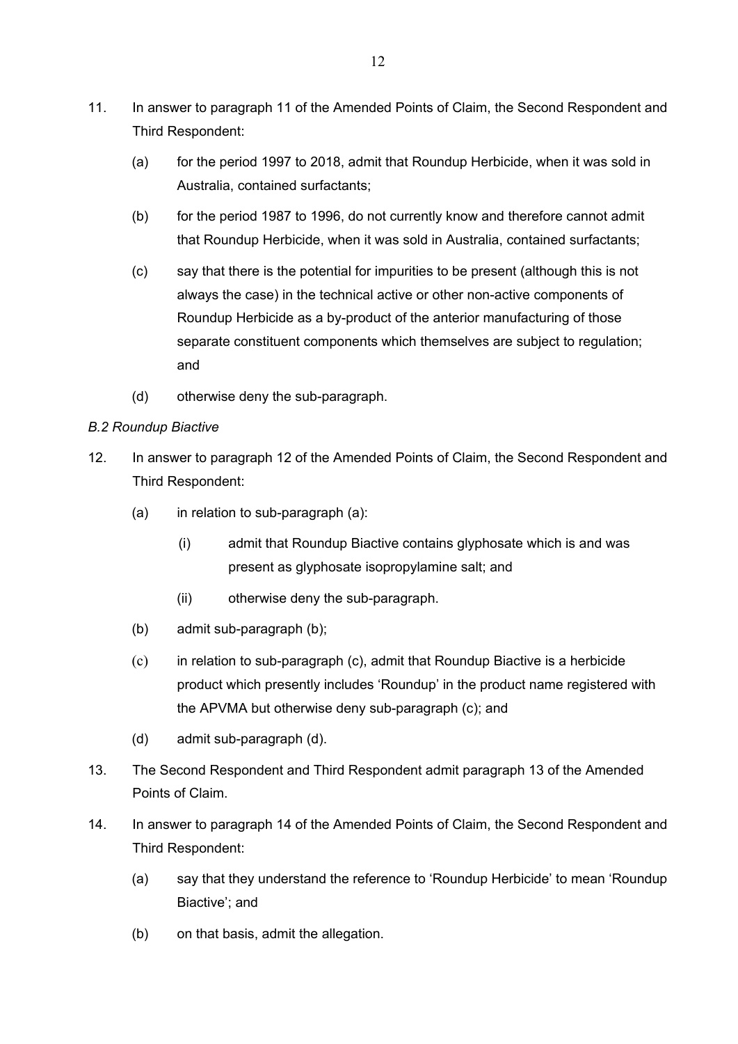11. In answer to paragraph 11 of the Amended Points of Claim, the Second Respondent and Third Respondent:

    (a) for the period 1997 to 2018, admit that Roundup Herbicide, when it was sold in Australia, contained surfactants;

    (b) for the period 1987 to 1996, do not currently know and therefore cannot admit that Roundup Herbicide, when it was sold in Australia, contained surfactants;

    (c) say that there is the potential for impurities to be present (although this is not always the case) in the technical active or other non-active components of Roundup Herbicide as a by-product of the anterior manufacturing of those separate constituent components which themselves are subject to regulation; and

    (d) otherwise deny the sub-paragraph.

*B.2 Roundup Biactive*

12. In answer to paragraph 12 of the Amended Points of Claim, the Second Respondent and Third Respondent:

    (a) in relation to sub-paragraph (a):

        (i) admit that Roundup Biactive contains glyphosate which is and was present as glyphosate isopropylamine salt; and

        (ii) otherwise deny the sub-paragraph.

    (b) admit sub-paragraph (b);

    (c) in relation to sub-paragraph (c), admit that Roundup Biactive is a herbicide product which presently includes 'Roundup' in the product name registered with the APVMA but otherwise deny sub-paragraph (c); and

    (d) admit sub-paragraph (d).

13. The Second Respondent and Third Respondent admit paragraph 13 of the Amended Points of Claim.

14. In answer to paragraph 14 of the Amended Points of Claim, the Second Respondent and Third Respondent:

    (a) say that they understand the reference to 'Roundup Herbicide' to mean 'Roundup Biactive'; and

    (b) on that basis, admit the allegation.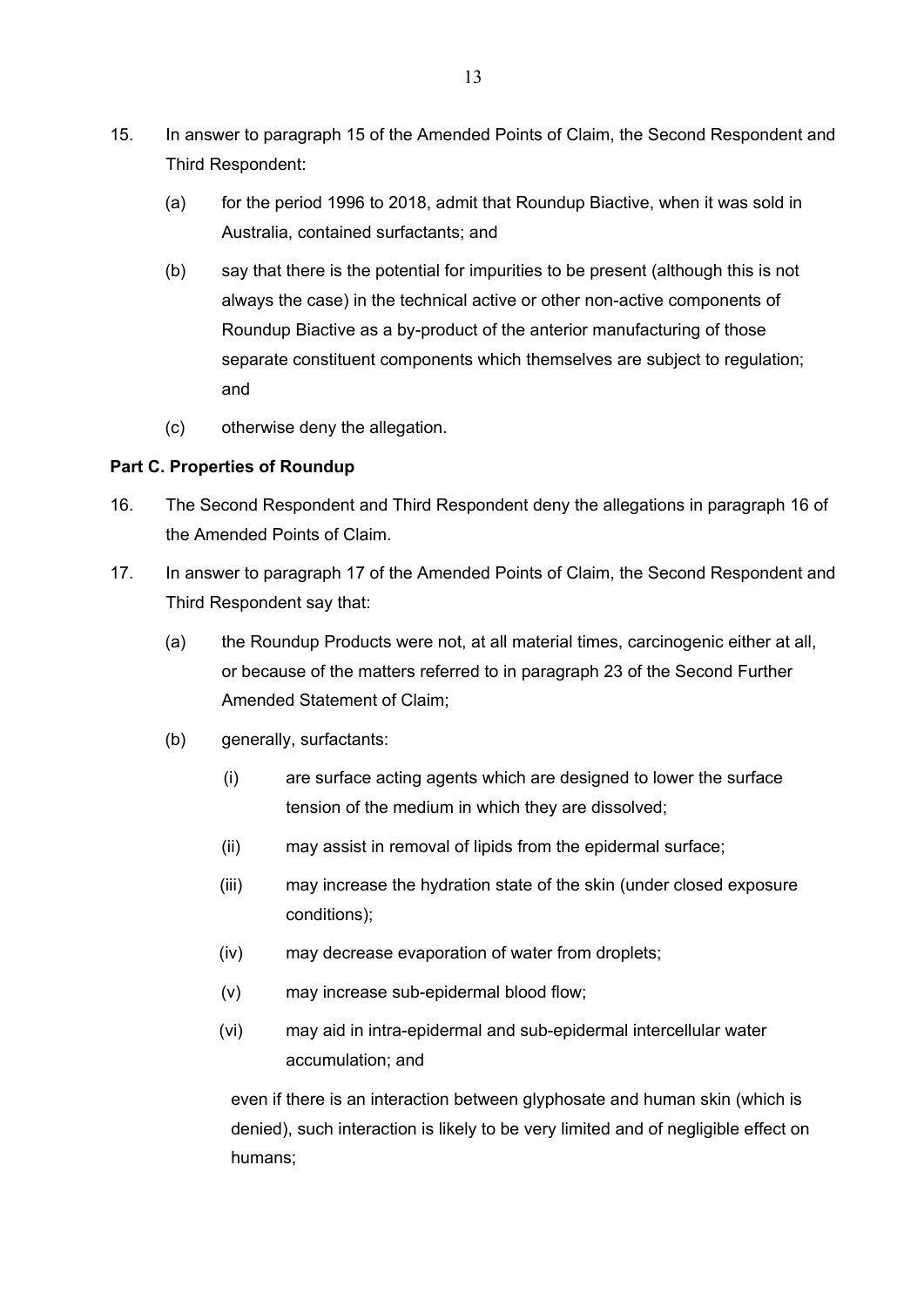15. In answer to paragraph 15 of the Amended Points of Claim, the Second Respondent and Third Respondent:

    (a) for the period 1996 to 2018, admit that Roundup Biactive, when it was sold in Australia, contained surfactants; and

    (b) say that there is the potential for impurities to be present (although this is not always the case) in the technical active or other non-active components of Roundup Biactive as a by-product of the anterior manufacturing of those separate constituent components which themselves are subject to regulation; and

    (c) otherwise deny the allegation.

**Part C. Properties of Roundup**

16. The Second Respondent and Third Respondent deny the allegations in paragraph 16 of the Amended Points of Claim.

17. In answer to paragraph 17 of the Amended Points of Claim, the Second Respondent and Third Respondent say that:

    (a) the Roundup Products were not, at all material times, carcinogenic either at all, or because of the matters referred to in paragraph 23 of the Second Further Amended Statement of Claim;

    (b) generally, surfactants:

        (i) are surface acting agents which are designed to lower the surface tension of the medium in which they are dissolved;

        (ii) may assist in removal of lipids from the epidermal surface;

        (iii) may increase the hydration state of the skin (under closed exposure conditions);

        (iv) may decrease evaporation of water from droplets;

        (v) may increase sub-epidermal blood flow;

        (vi) may aid in intra-epidermal and sub-epidermal intercellular water accumulation; and

        even if there is an interaction between glyphosate and human skin (which is denied), such interaction is likely to be very limited and of negligible effect on humans;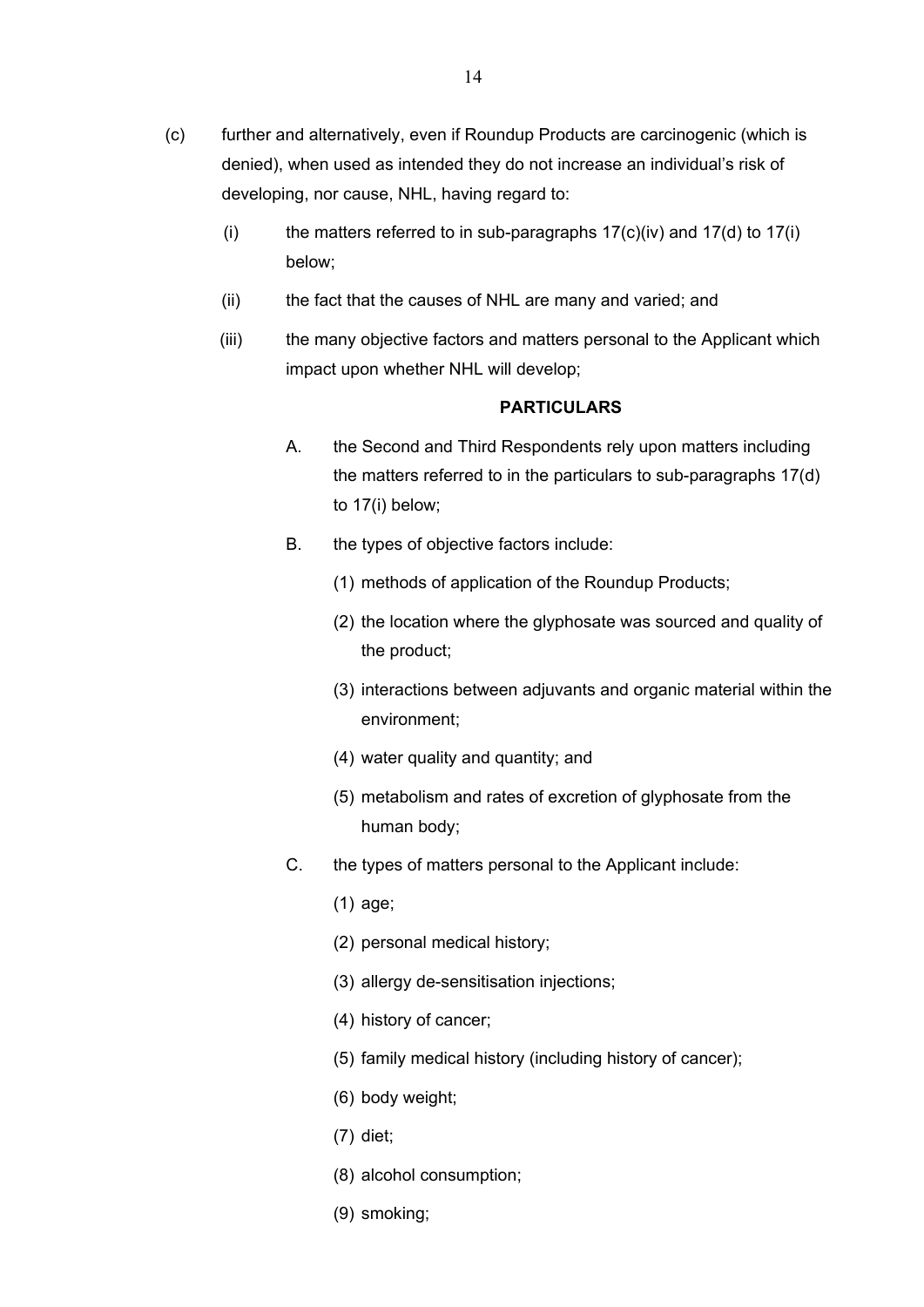(c) further and alternatively, even if Roundup Products are carcinogenic (which is denied), when used as intended they do not increase an individual's risk of developing, nor cause, NHL, having regard to:

   (i) the matters referred to in sub-paragraphs 17(c)(iv) and 17(d) to 17(i) below;

   (ii) the fact that the causes of NHL are many and varied; and

   (iii) the many objective factors and matters personal to the Applicant which impact upon whether NHL will develop;

**PARTICULARS**

A. the Second and Third Respondents rely upon matters including the matters referred to in the particulars to sub-paragraphs 17(d) to 17(i) below;

B. the types of objective factors include:

   (1) methods of application of the Roundup Products;

   (2) the location where the glyphosate was sourced and quality of the product;

   (3) interactions between adjuvants and organic material within the environment;

   (4) water quality and quantity; and

   (5) metabolism and rates of excretion of glyphosate from the human body;

C. the types of matters personal to the Applicant include:

   (1) age;

   (2) personal medical history;

   (3) allergy de-sensitisation injections;

   (4) history of cancer;

   (5) family medical history (including history of cancer);

   (6) body weight;

   (7) diet;

   (8) alcohol consumption;

   (9) smoking;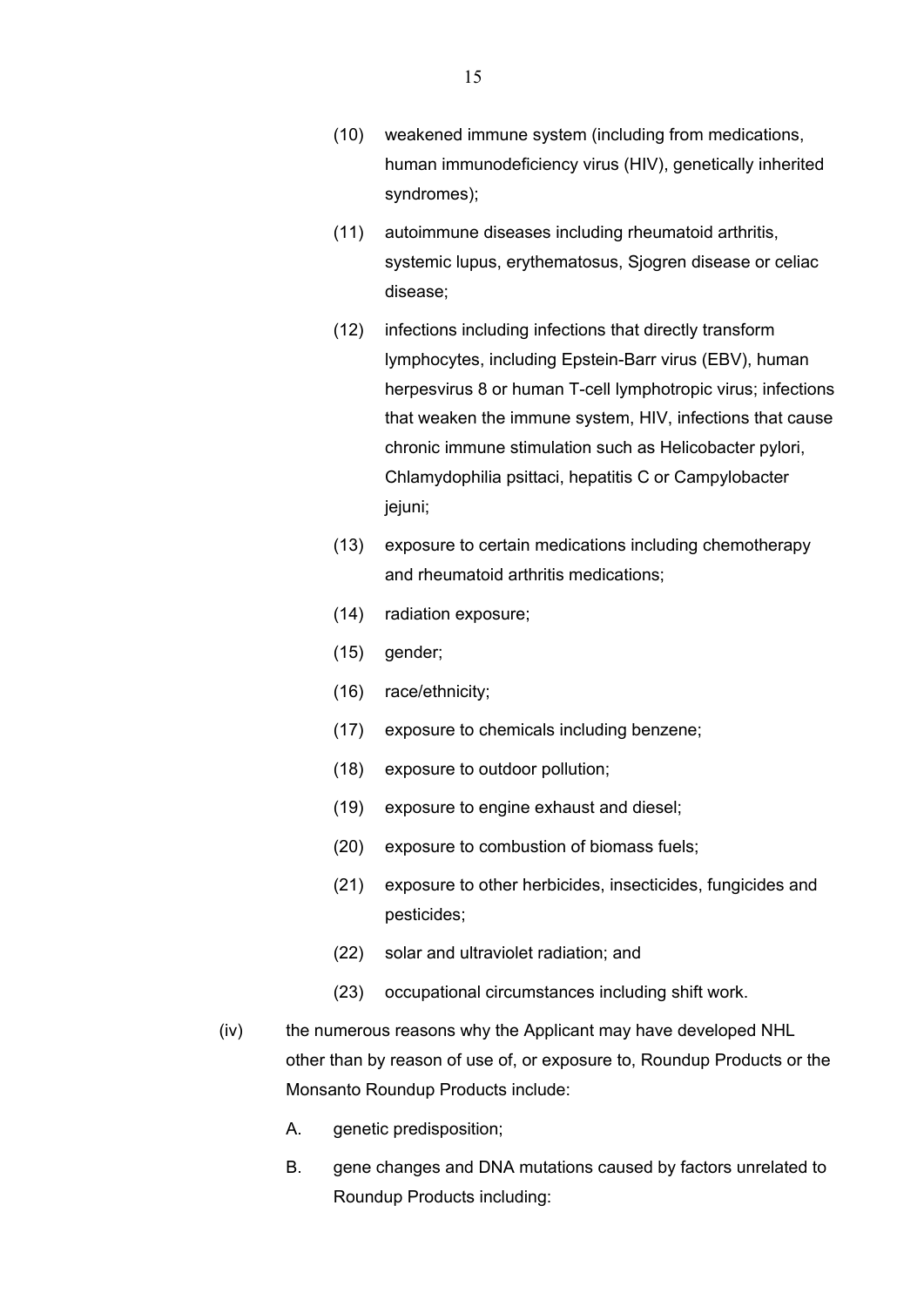(10) weakened immune system (including from medications, human immunodeficiency virus (HIV), genetically inherited syndromes);

(11) autoimmune diseases including rheumatoid arthritis, systemic lupus, erythematosus, Sjogren disease or celiac disease;

(12) infections including infections that directly transform lymphocytes, including Epstein-Barr virus (EBV), human herpesvirus 8 or human T-cell lymphotropic virus; infections that weaken the immune system, HIV, infections that cause chronic immune stimulation such as Helicobacter pylori, Chlamydophilia psittaci, hepatitis C or Campylobacter jejuni;

(13) exposure to certain medications including chemotherapy and rheumatoid arthritis medications;

(14) radiation exposure;

(15) gender;

(16) race/ethnicity;

(17) exposure to chemicals including benzene;

(18) exposure to outdoor pollution;

(19) exposure to engine exhaust and diesel;

(20) exposure to combustion of biomass fuels;

(21) exposure to other herbicides, insecticides, fungicides and pesticides;

(22) solar and ultraviolet radiation; and

(23) occupational circumstances including shift work.

(iv) the numerous reasons why the Applicant may have developed NHL other than by reason of use of, or exposure to, Roundup Products or the Monsanto Roundup Products include:

A. genetic predisposition;

B. gene changes and DNA mutations caused by factors unrelated to Roundup Products including: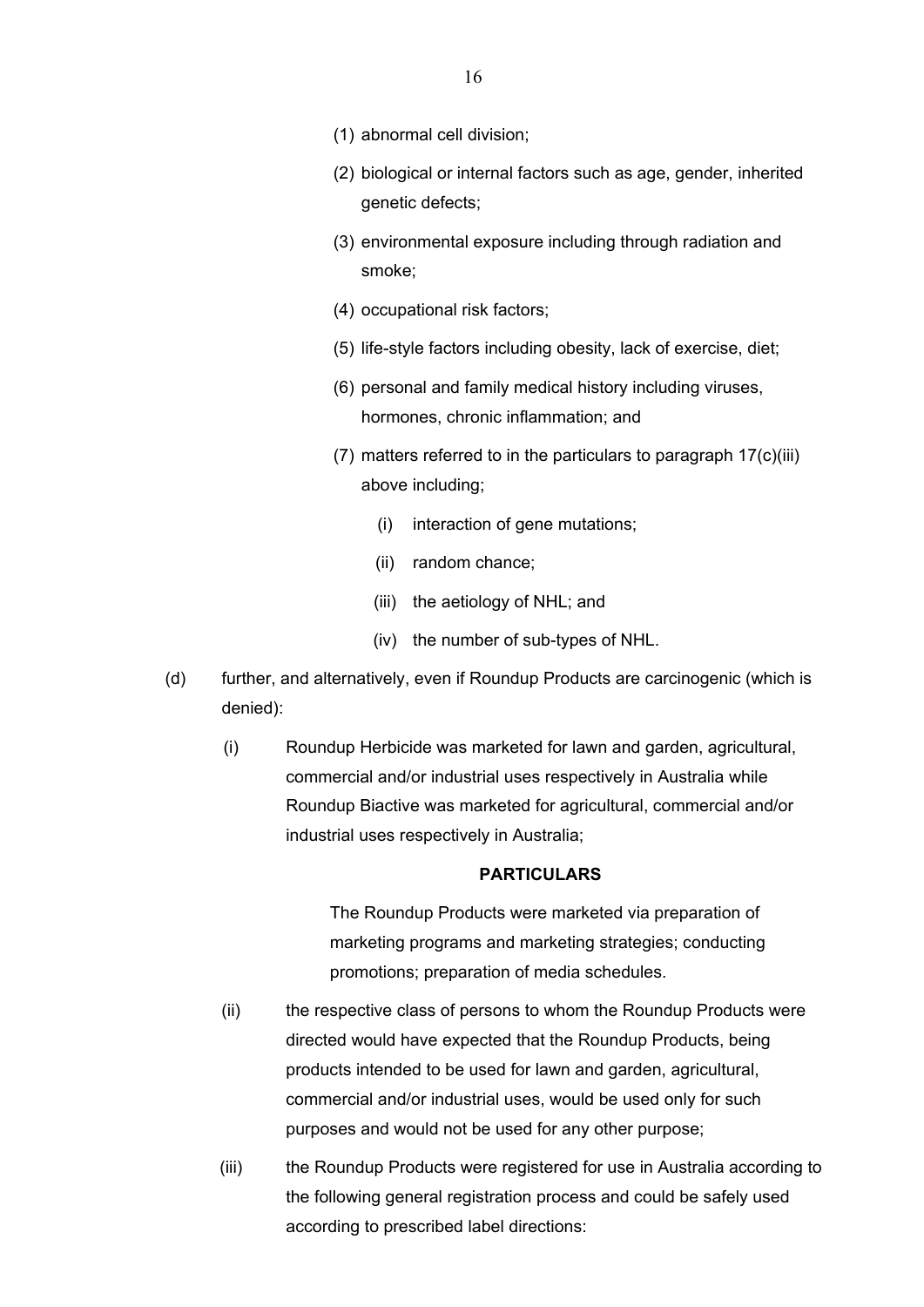(1) abnormal cell division;

(2) biological or internal factors such as age, gender, inherited genetic defects;

(3) environmental exposure including through radiation and smoke;

(4) occupational risk factors;

(5) life-style factors including obesity, lack of exercise, diet;

(6) personal and family medical history including viruses, hormones, chronic inflammation; and

(7) matters referred to in the particulars to paragraph 17(c)(iii) above including;

(i) interaction of gene mutations;

(ii) random chance;

(iii) the aetiology of NHL; and

(iv) the number of sub-types of NHL.

(d) further, and alternatively, even if Roundup Products are carcinogenic (which is denied):

(i) Roundup Herbicide was marketed for lawn and garden, agricultural, commercial and/or industrial uses respectively in Australia while Roundup Biactive was marketed for agricultural, commercial and/or industrial uses respectively in Australia;

**PARTICULARS**

The Roundup Products were marketed via preparation of marketing programs and marketing strategies; conducting promotions; preparation of media schedules.

(ii) the respective class of persons to whom the Roundup Products were directed would have expected that the Roundup Products, being products intended to be used for lawn and garden, agricultural, commercial and/or industrial uses, would be used only for such purposes and would not be used for any other purpose;

(iii) the Roundup Products were registered for use in Australia according to the following general registration process and could be safely used according to prescribed label directions: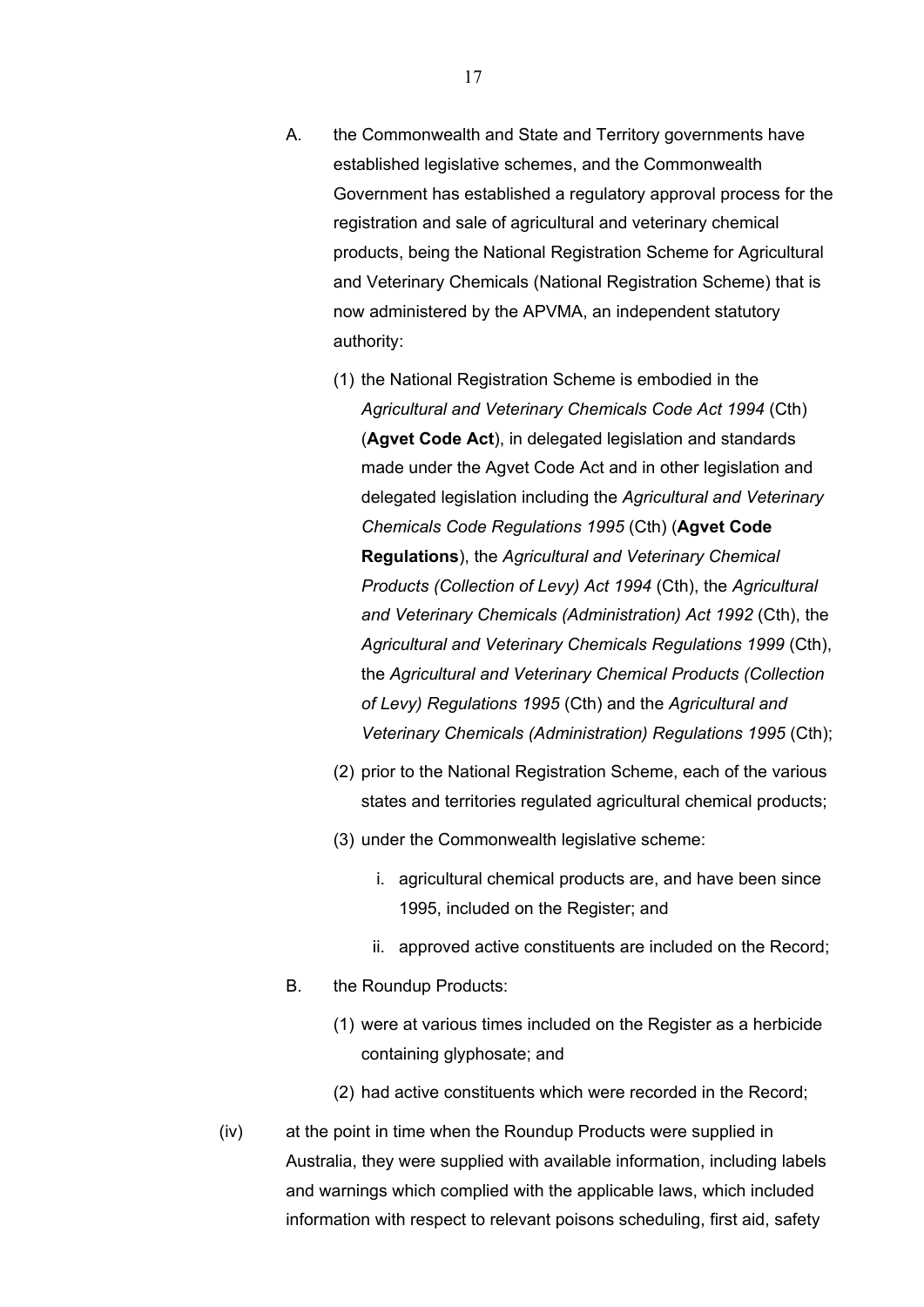A. the Commonwealth and State and Territory governments have established legislative schemes, and the Commonwealth Government has established a regulatory approval process for the registration and sale of agricultural and veterinary chemical products, being the National Registration Scheme for Agricultural and Veterinary Chemicals (National Registration Scheme) that is now administered by the APVMA, an independent statutory authority:

   (1) the National Registration Scheme is embodied in the *Agricultural and Veterinary Chemicals Code Act 1994* (Cth) (**Agvet Code Act**), in delegated legislation and standards made under the Agvet Code Act and in other legislation and delegated legislation including the *Agricultural and Veterinary Chemicals Code Regulations 1995* (Cth) (**Agvet Code Regulations**), the *Agricultural and Veterinary Chemical Products (Collection of Levy) Act 1994* (Cth), the *Agricultural and Veterinary Chemicals (Administration) Act 1992* (Cth), the *Agricultural and Veterinary Chemicals Regulations 1999* (Cth), the *Agricultural and Veterinary Chemical Products (Collection of Levy) Regulations 1995* (Cth) and the *Agricultural and Veterinary Chemicals (Administration) Regulations 1995* (Cth);

   (2) prior to the National Registration Scheme, each of the various states and territories regulated agricultural chemical products;

   (3) under the Commonwealth legislative scheme:

      i. agricultural chemical products are, and have been since 1995, included on the Register; and

      ii. approved active constituents are included on the Record;

B. the Roundup Products:

   (1) were at various times included on the Register as a herbicide containing glyphosate; and

   (2) had active constituents which were recorded in the Record;

(iv) at the point in time when the Roundup Products were supplied in Australia, they were supplied with available information, including labels and warnings which complied with the applicable laws, which included information with respect to relevant poisons scheduling, first aid, safety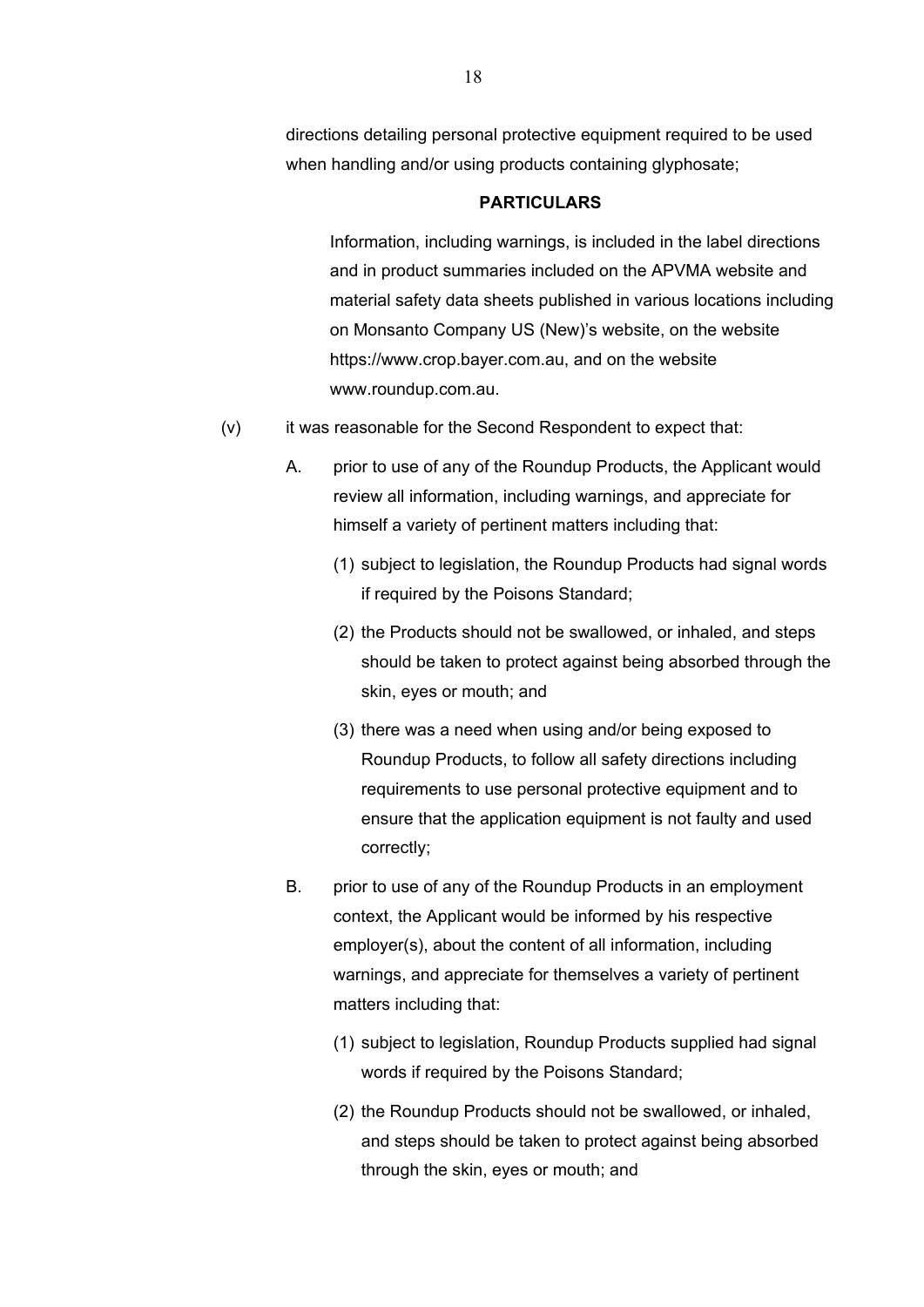directions detailing personal protective equipment required to be used when handling and/or using products containing glyphosate;

**PARTICULARS**

Information, including warnings, is included in the label directions and in product summaries included on the APVMA website and material safety data sheets published in various locations including on Monsanto Company US (New)'s website, on the website https://www.crop.bayer.com.au, and on the website www.roundup.com.au.

(v) it was reasonable for the Second Respondent to expect that:

A. prior to use of any of the Roundup Products, the Applicant would review all information, including warnings, and appreciate for himself a variety of pertinent matters including that:

(1) subject to legislation, the Roundup Products had signal words if required by the Poisons Standard;

(2) the Products should not be swallowed, or inhaled, and steps should be taken to protect against being absorbed through the skin, eyes or mouth; and

(3) there was a need when using and/or being exposed to Roundup Products, to follow all safety directions including requirements to use personal protective equipment and to ensure that the application equipment is not faulty and used correctly;

B. prior to use of any of the Roundup Products in an employment context, the Applicant would be informed by his respective employer(s), about the content of all information, including warnings, and appreciate for themselves a variety of pertinent matters including that:

(1) subject to legislation, Roundup Products supplied had signal words if required by the Poisons Standard;

(2) the Roundup Products should not be swallowed, or inhaled, and steps should be taken to protect against being absorbed through the skin, eyes or mouth; and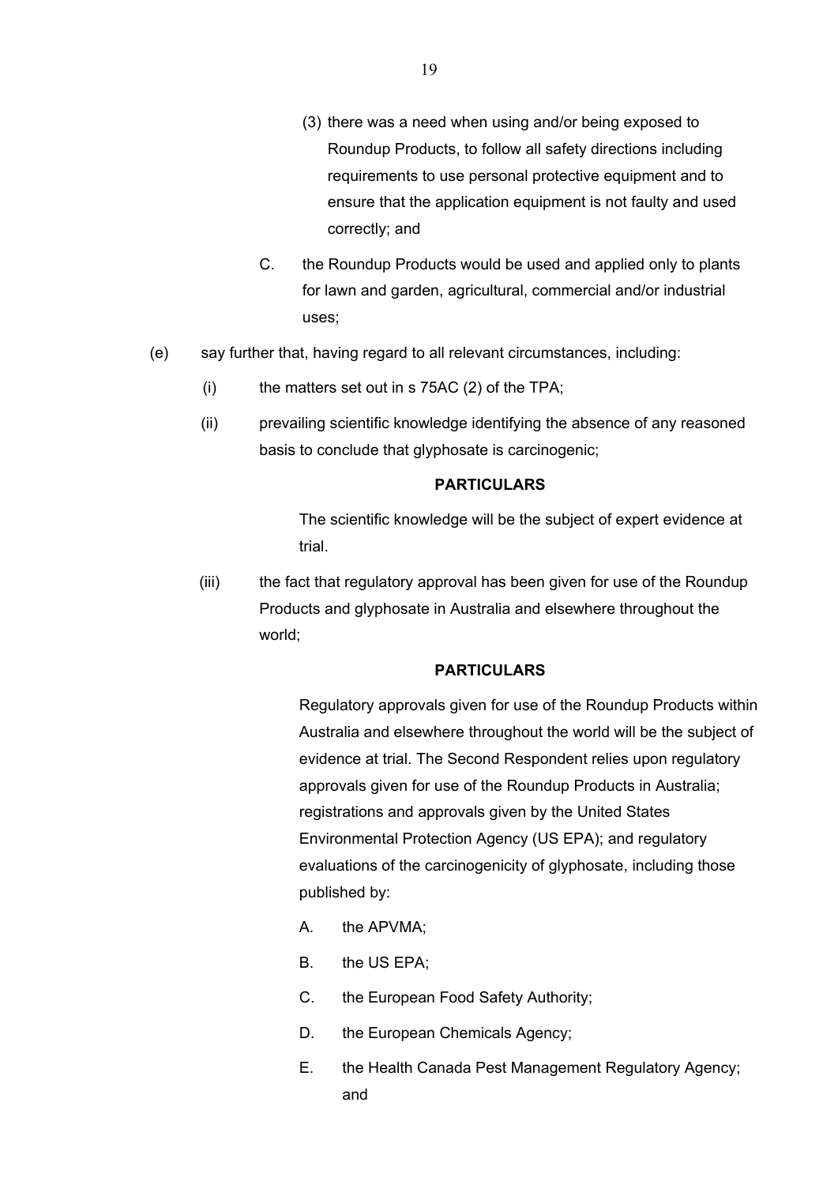(3) there was a need when using and/or being exposed to Roundup Products, to follow all safety directions including requirements to use personal protective equipment and to ensure that the application equipment is not faulty and used correctly; and

C. the Roundup Products would be used and applied only to plants for lawn and garden, agricultural, commercial and/or industrial uses;

(e) say further that, having regard to all relevant circumstances, including:

(i) the matters set out in s 75AC (2) of the TPA;

(ii) prevailing scientific knowledge identifying the absence of any reasoned basis to conclude that glyphosate is carcinogenic;

**PARTICULARS**

The scientific knowledge will be the subject of expert evidence at trial.

(iii) the fact that regulatory approval has been given for use of the Roundup Products and glyphosate in Australia and elsewhere throughout the world;

**PARTICULARS**

Regulatory approvals given for use of the Roundup Products within Australia and elsewhere throughout the world will be the subject of evidence at trial. The Second Respondent relies upon regulatory approvals given for use of the Roundup Products in Australia; registrations and approvals given by the United States Environmental Protection Agency (US EPA); and regulatory evaluations of the carcinogenicity of glyphosate, including those published by:

A. the APVMA;

B. the US EPA;

C. the European Food Safety Authority;

D. the European Chemicals Agency;

E. the Health Canada Pest Management Regulatory Agency; and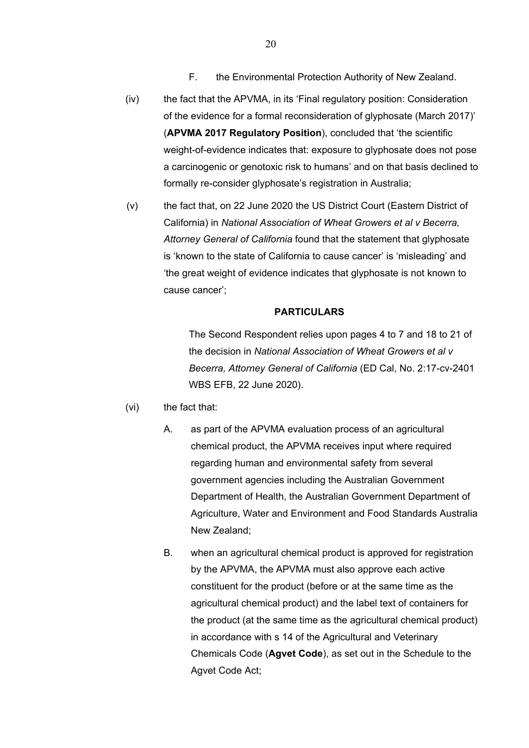F. the Environmental Protection Authority of New Zealand.

(iv) the fact that the APVMA, in its 'Final regulatory position: Consideration of the evidence for a formal reconsideration of glyphosate (March 2017)' (**APVMA 2017 Regulatory Position**), concluded that 'the scientific weight-of-evidence indicates that: exposure to glyphosate does not pose a carcinogenic or genotoxic risk to humans' and on that basis declined to formally re-consider glyphosate's registration in Australia;

(v) the fact that, on 22 June 2020 the US District Court (Eastern District of California) in *National Association of Wheat Growers et al v Becerra, Attorney General of California* found that the statement that glyphosate is 'known to the state of California to cause cancer' is 'misleading' and 'the great weight of evidence indicates that glyphosate is not known to cause cancer';

**PARTICULARS**

The Second Respondent relies upon pages 4 to 7 and 18 to 21 of the decision in *National Association of Wheat Growers et al v Becerra, Attorney General of California* (ED Cal, No. 2:17-cv-2401 WBS EFB, 22 June 2020).

(vi) the fact that:

A. as part of the APVMA evaluation process of an agricultural chemical product, the APVMA receives input where required regarding human and environmental safety from several government agencies including the Australian Government Department of Health, the Australian Government Department of Agriculture, Water and Environment and Food Standards Australia New Zealand;

B. when an agricultural chemical product is approved for registration by the APVMA, the APVMA must also approve each active constituent for the product (before or at the same time as the agricultural chemical product) and the label text of containers for the product (at the same time as the agricultural chemical product) in accordance with s 14 of the Agricultural and Veterinary Chemicals Code (**Agvet Code**), as set out in the Schedule to the Agvet Code Act;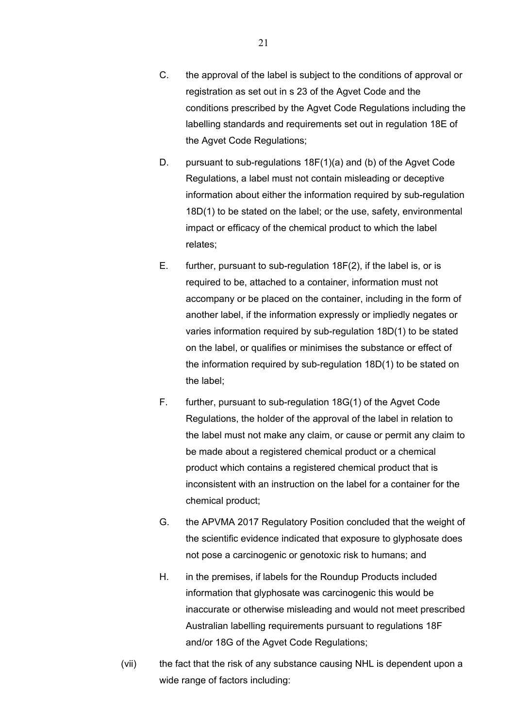C. the approval of the label is subject to the conditions of approval or registration as set out in s 23 of the Agvet Code and the conditions prescribed by the Agvet Code Regulations including the labelling standards and requirements set out in regulation 18E of the Agvet Code Regulations;

D. pursuant to sub-regulations 18F(1)(a) and (b) of the Agvet Code Regulations, a label must not contain misleading or deceptive information about either the information required by sub-regulation 18D(1) to be stated on the label; or the use, safety, environmental impact or efficacy of the chemical product to which the label relates;

E. further, pursuant to sub-regulation 18F(2), if the label is, or is required to be, attached to a container, information must not accompany or be placed on the container, including in the form of another label, if the information expressly or impliedly negates or varies information required by sub-regulation 18D(1) to be stated on the label, or qualifies or minimises the substance or effect of the information required by sub-regulation 18D(1) to be stated on the label;

F. further, pursuant to sub-regulation 18G(1) of the Agvet Code Regulations, the holder of the approval of the label in relation to the label must not make any claim, or cause or permit any claim to be made about a registered chemical product or a chemical product which contains a registered chemical product that is inconsistent with an instruction on the label for a container for the chemical product;

G. the APVMA 2017 Regulatory Position concluded that the weight of the scientific evidence indicated that exposure to glyphosate does not pose a carcinogenic or genotoxic risk to humans; and

H. in the premises, if labels for the Roundup Products included information that glyphosate was carcinogenic this would be inaccurate or otherwise misleading and would not meet prescribed Australian labelling requirements pursuant to regulations 18F and/or 18G of the Agvet Code Regulations;

(vii) the fact that the risk of any substance causing NHL is dependent upon a wide range of factors including: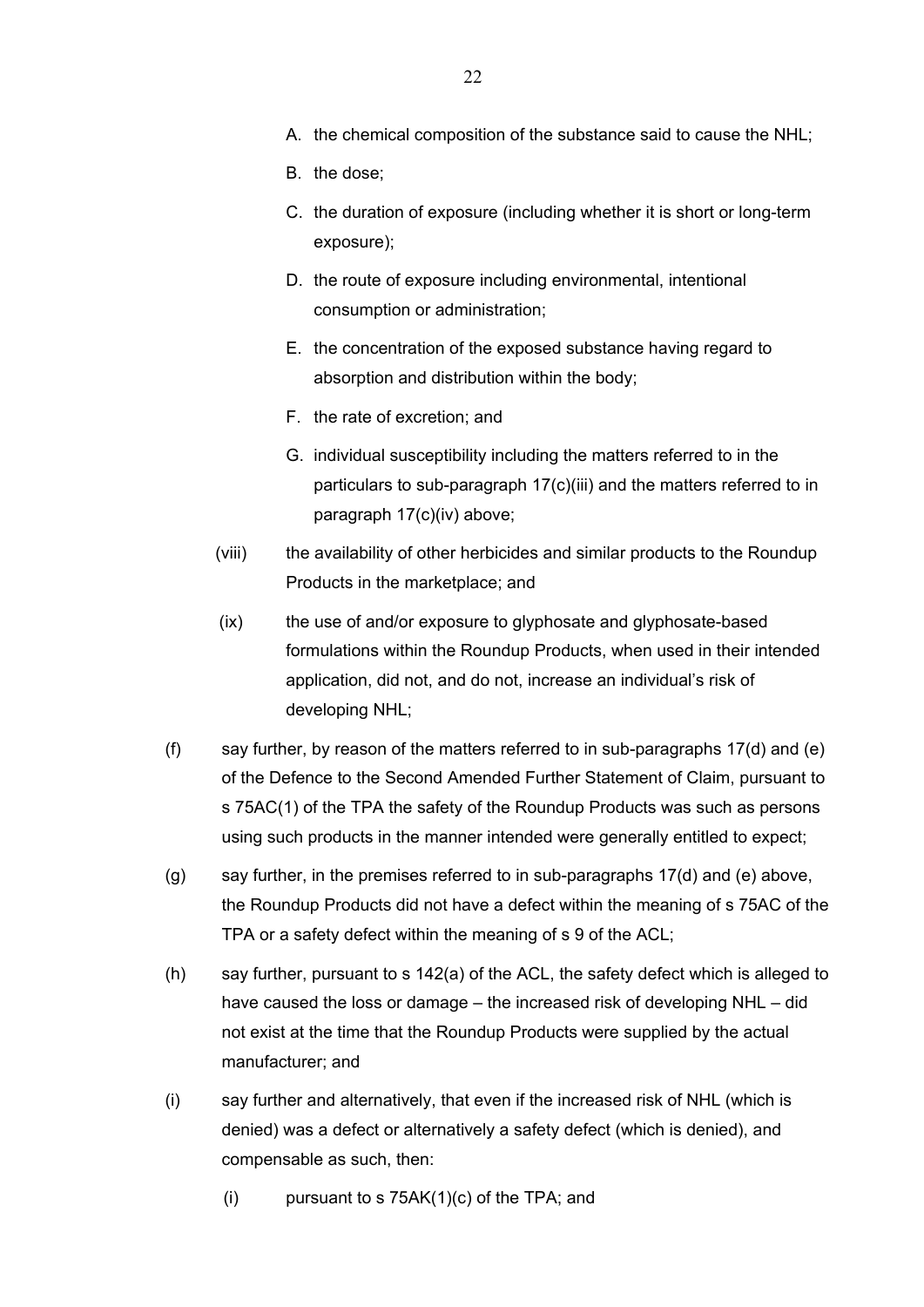A. the chemical composition of the substance said to cause the NHL;

B. the dose;

C. the duration of exposure (including whether it is short or long-term exposure);

D. the route of exposure including environmental, intentional consumption or administration;

E. the concentration of the exposed substance having regard to absorption and distribution within the body;

F. the rate of excretion; and

G. individual susceptibility including the matters referred to in the particulars to sub-paragraph 17(c)(iii) and the matters referred to in paragraph 17(c)(iv) above;

(viii) the availability of other herbicides and similar products to the Roundup Products in the marketplace; and

(ix) the use of and/or exposure to glyphosate and glyphosate-based formulations within the Roundup Products, when used in their intended application, did not, and do not, increase an individual's risk of developing NHL;

(f) say further, by reason of the matters referred to in sub-paragraphs 17(d) and (e) of the Defence to the Second Amended Further Statement of Claim, pursuant to s 75AC(1) of the TPA the safety of the Roundup Products was such as persons using such products in the manner intended were generally entitled to expect;

(g) say further, in the premises referred to in sub-paragraphs 17(d) and (e) above, the Roundup Products did not have a defect within the meaning of s 75AC of the TPA or a safety defect within the meaning of s 9 of the ACL;

(h) say further, pursuant to s 142(a) of the ACL, the safety defect which is alleged to have caused the loss or damage – the increased risk of developing NHL – did not exist at the time that the Roundup Products were supplied by the actual manufacturer; and

(i) say further and alternatively, that even if the increased risk of NHL (which is denied) was a defect or alternatively a safety defect (which is denied), and compensable as such, then:

(i) pursuant to s 75AK(1)(c) of the TPA; and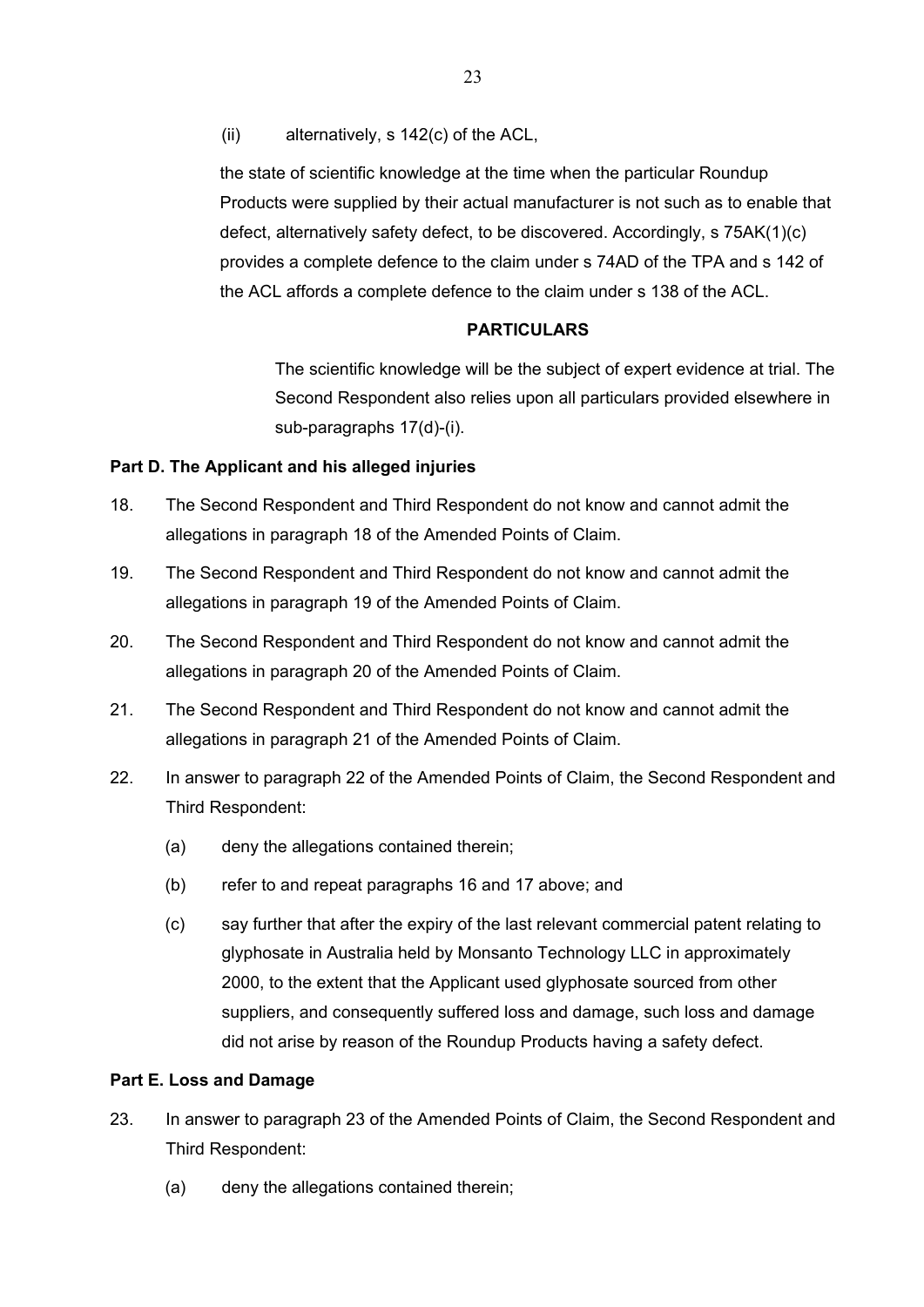(ii) alternatively, s 142(c) of the ACL,

the state of scientific knowledge at the time when the particular Roundup Products were supplied by their actual manufacturer is not such as to enable that defect, alternatively safety defect, to be discovered. Accordingly, s 75AK(1)(c) provides a complete defence to the claim under s 74AD of the TPA and s 142 of the ACL affords a complete defence to the claim under s 138 of the ACL.

**PARTICULARS**

The scientific knowledge will be the subject of expert evidence at trial. The Second Respondent also relies upon all particulars provided elsewhere in sub-paragraphs 17(d)-(i).

**Part D. The Applicant and his alleged injuries**

18. The Second Respondent and Third Respondent do not know and cannot admit the allegations in paragraph 18 of the Amended Points of Claim.

19. The Second Respondent and Third Respondent do not know and cannot admit the allegations in paragraph 19 of the Amended Points of Claim.

20. The Second Respondent and Third Respondent do not know and cannot admit the allegations in paragraph 20 of the Amended Points of Claim.

21. The Second Respondent and Third Respondent do not know and cannot admit the allegations in paragraph 21 of the Amended Points of Claim.

22. In answer to paragraph 22 of the Amended Points of Claim, the Second Respondent and Third Respondent:

    (a) deny the allegations contained therein;

    (b) refer to and repeat paragraphs 16 and 17 above; and

    (c) say further that after the expiry of the last relevant commercial patent relating to glyphosate in Australia held by Monsanto Technology LLC in approximately 2000, to the extent that the Applicant used glyphosate sourced from other suppliers, and consequently suffered loss and damage, such loss and damage did not arise by reason of the Roundup Products having a safety defect.

**Part E. Loss and Damage**

23. In answer to paragraph 23 of the Amended Points of Claim, the Second Respondent and Third Respondent:

    (a) deny the allegations contained therein;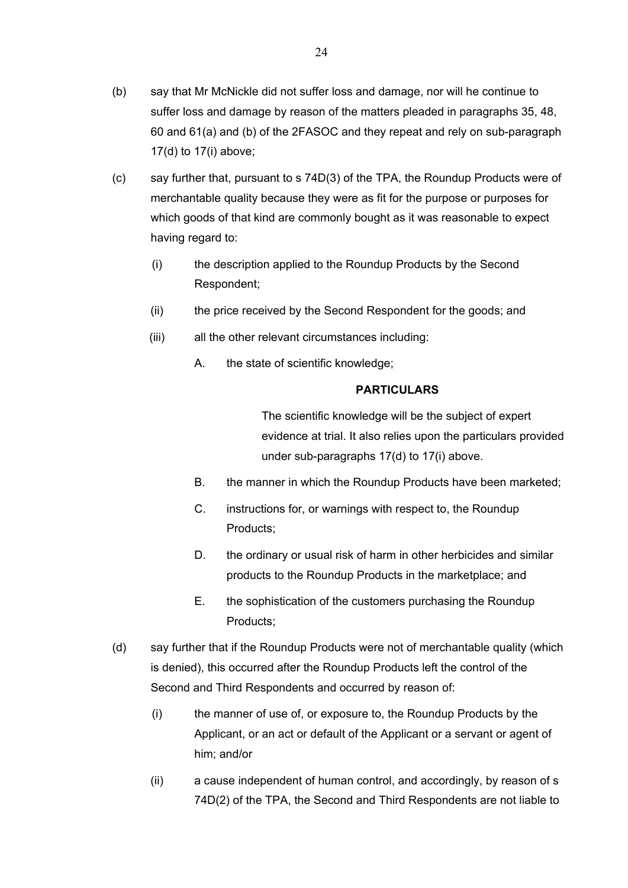(b) say that Mr McNickle did not suffer loss and damage, nor will he continue to suffer loss and damage by reason of the matters pleaded in paragraphs 35, 48, 60 and 61(a) and (b) of the 2FASOC and they repeat and rely on sub-paragraph 17(d) to 17(i) above;

(c) say further that, pursuant to s 74D(3) of the TPA, the Roundup Products were of merchantable quality because they were as fit for the purpose or purposes for which goods of that kind are commonly bought as it was reasonable to expect having regard to:

   (i) the description applied to the Roundup Products by the Second Respondent;

   (ii) the price received by the Second Respondent for the goods; and

   (iii) all the other relevant circumstances including:

      A. the state of scientific knowledge;

      **PARTICULARS**

      The scientific knowledge will be the subject of expert evidence at trial. It also relies upon the particulars provided under sub-paragraphs 17(d) to 17(i) above.

      B. the manner in which the Roundup Products have been marketed;

      C. instructions for, or warnings with respect to, the Roundup Products;

      D. the ordinary or usual risk of harm in other herbicides and similar products to the Roundup Products in the marketplace; and

      E. the sophistication of the customers purchasing the Roundup Products;

(d) say further that if the Roundup Products were not of merchantable quality (which is denied), this occurred after the Roundup Products left the control of the Second and Third Respondents and occurred by reason of:

   (i) the manner of use of, or exposure to, the Roundup Products by the Applicant, or an act or default of the Applicant or a servant or agent of him; and/or

   (ii) a cause independent of human control, and accordingly, by reason of s 74D(2) of the TPA, the Second and Third Respondents are not liable to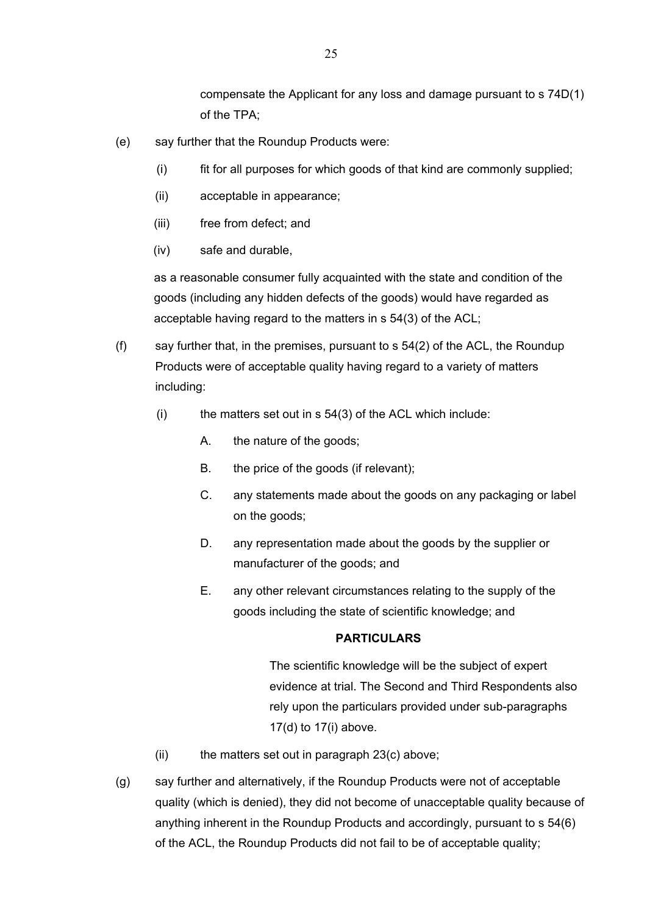compensate the Applicant for any loss and damage pursuant to s 74D(1) of the TPA;

(e) say further that the Roundup Products were:

   (i) fit for all purposes for which goods of that kind are commonly supplied;

   (ii) acceptable in appearance;

   (iii) free from defect; and

   (iv) safe and durable,

   as a reasonable consumer fully acquainted with the state and condition of the goods (including any hidden defects of the goods) would have regarded as acceptable having regard to the matters in s 54(3) of the ACL;

(f) say further that, in the premises, pursuant to s 54(2) of the ACL, the Roundup Products were of acceptable quality having regard to a variety of matters including:

   (i) the matters set out in s 54(3) of the ACL which include:

      A. the nature of the goods;

      B. the price of the goods (if relevant);

      C. any statements made about the goods on any packaging or label on the goods;

      D. any representation made about the goods by the supplier or manufacturer of the goods; and

      E. any other relevant circumstances relating to the supply of the goods including the state of scientific knowledge; and

**PARTICULARS**

The scientific knowledge will be the subject of expert evidence at trial. The Second and Third Respondents also rely upon the particulars provided under sub-paragraphs 17(d) to 17(i) above.

   (ii) the matters set out in paragraph 23(c) above;

(g) say further and alternatively, if the Roundup Products were not of acceptable quality (which is denied), they did not become of unacceptable quality because of anything inherent in the Roundup Products and accordingly, pursuant to s 54(6) of the ACL, the Roundup Products did not fail to be of acceptable quality;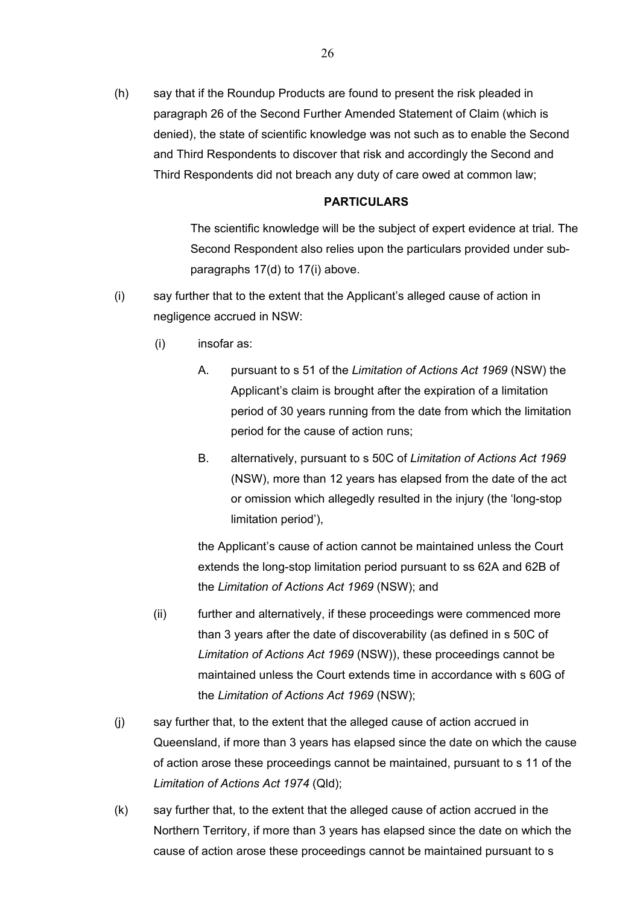(h) say that if the Roundup Products are found to present the risk pleaded in paragraph 26 of the Second Further Amended Statement of Claim (which is denied), the state of scientific knowledge was not such as to enable the Second and Third Respondents to discover that risk and accordingly the Second and Third Respondents did not breach any duty of care owed at common law;

**PARTICULARS**

> The scientific knowledge will be the subject of expert evidence at trial. The Second Respondent also relies upon the particulars provided under sub-paragraphs 17(d) to 17(i) above.

(i) say further that to the extent that the Applicant's alleged cause of action in negligence accrued in NSW:

> (i) insofar as:
>
> > A. pursuant to s 51 of the *Limitation of Actions Act 1969* (NSW) the Applicant's claim is brought after the expiration of a limitation period of 30 years running from the date from which the limitation period for the cause of action runs;
> >
> > B. alternatively, pursuant to s 50C of *Limitation of Actions Act 1969* (NSW), more than 12 years has elapsed from the date of the act or omission which allegedly resulted in the injury (the 'long-stop limitation period'),
>
> the Applicant's cause of action cannot be maintained unless the Court extends the long-stop limitation period pursuant to ss 62A and 62B of the *Limitation of Actions Act 1969* (NSW); and
>
> (ii) further and alternatively, if these proceedings were commenced more than 3 years after the date of discoverability (as defined in s 50C of *Limitation of Actions Act 1969* (NSW)), these proceedings cannot be maintained unless the Court extends time in accordance with s 60G of the *Limitation of Actions Act 1969* (NSW);

(j) say further that, to the extent that the alleged cause of action accrued in Queensland, if more than 3 years has elapsed since the date on which the cause of action arose these proceedings cannot be maintained, pursuant to s 11 of the *Limitation of Actions Act 1974* (Qld);

(k) say further that, to the extent that the alleged cause of action accrued in the Northern Territory, if more than 3 years has elapsed since the date on which the cause of action arose these proceedings cannot be maintained pursuant to s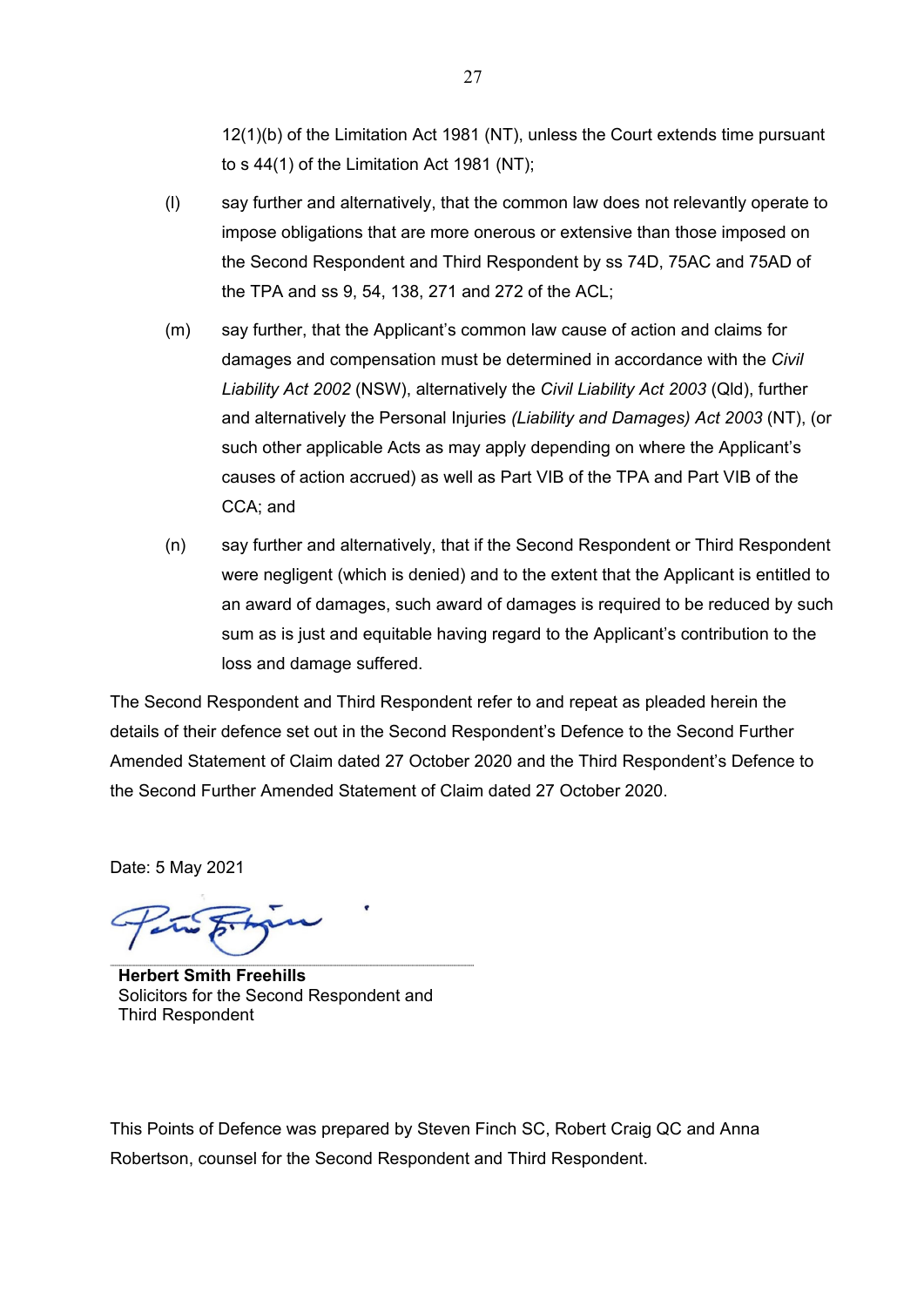12(1)(b) of the Limitation Act 1981 (NT), unless the Court extends time pursuant to s 44(1) of the Limitation Act 1981 (NT);

(l) say further and alternatively, that the common law does not relevantly operate to impose obligations that are more onerous or extensive than those imposed on the Second Respondent and Third Respondent by ss 74D, 75AC and 75AD of the TPA and ss 9, 54, 138, 271 and 272 of the ACL;

(m) say further, that the Applicant's common law cause of action and claims for damages and compensation must be determined in accordance with the *Civil Liability Act 2002* (NSW), alternatively the *Civil Liability Act 2003* (Qld), further and alternatively the Personal Injuries *(Liability and Damages) Act 2003* (NT), (or such other applicable Acts as may apply depending on where the Applicant's causes of action accrued) as well as Part VIB of the TPA and Part VIB of the CCA; and

(n) say further and alternatively, that if the Second Respondent or Third Respondent were negligent (which is denied) and to the extent that the Applicant is entitled to an award of damages, such award of damages is required to be reduced by such sum as is just and equitable having regard to the Applicant's contribution to the loss and damage suffered.

The Second Respondent and Third Respondent refer to and repeat as pleaded herein the details of their defence set out in the Second Respondent's Defence to the Second Further Amended Statement of Claim dated 27 October 2020 and the Third Respondent's Defence to the Second Further Amended Statement of Claim dated 27 October 2020.

Date: 5 May 2021

**Herbert Smith Freehills**
Solicitors for the Second Respondent and Third Respondent

This Points of Defence was prepared by Steven Finch SC, Robert Craig QC and Anna Robertson, counsel for the Second Respondent and Third Respondent.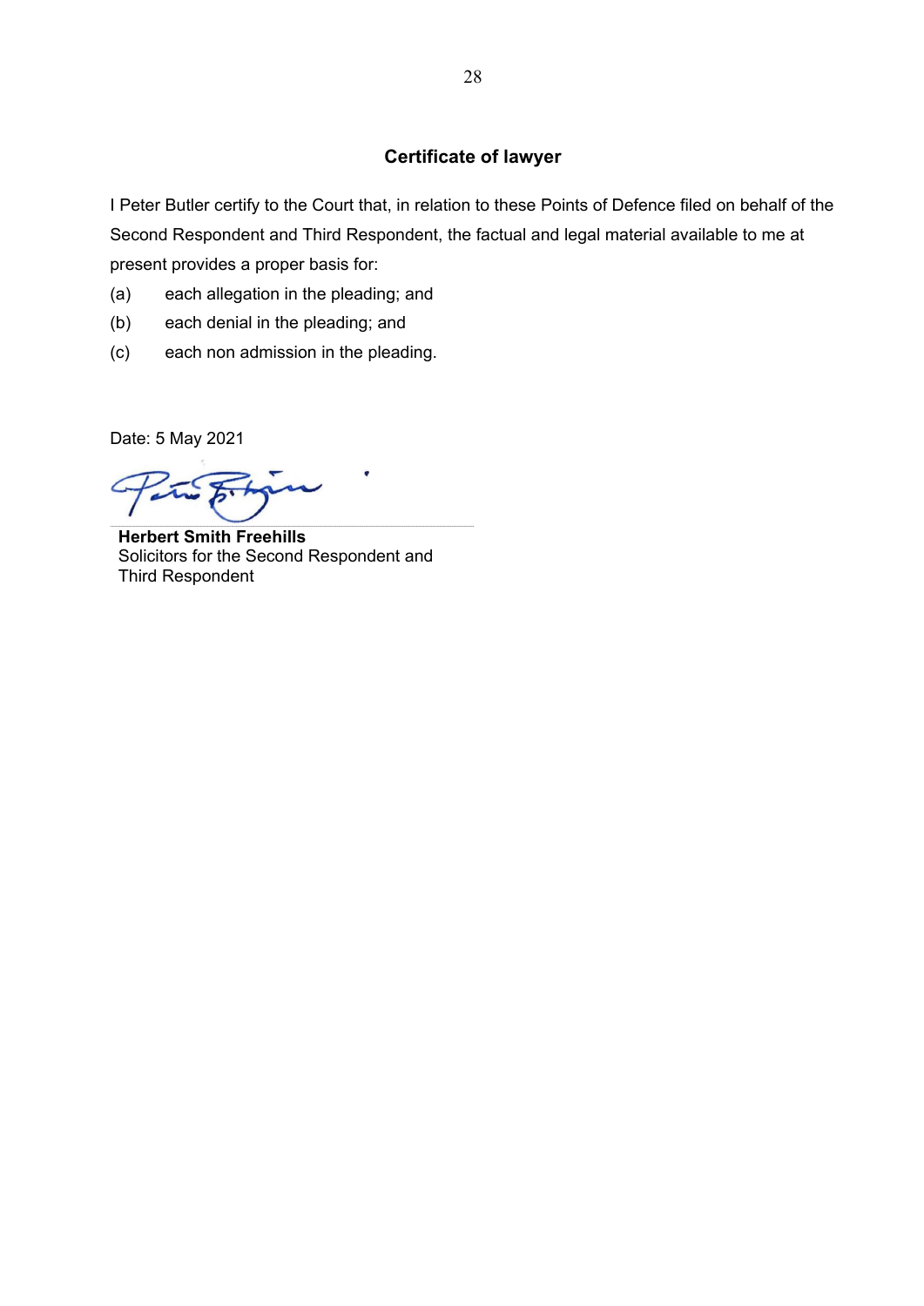## Certificate of lawyer

I Peter Butler certify to the Court that, in relation to these Points of Defence filed on behalf of the Second Respondent and Third Respondent, the factual and legal material available to me at present provides a proper basis for:

(a) each allegation in the pleading; and

(b) each denial in the pleading; and

(c) each non admission in the pleading.

Date: 5 May 2021

**Herbert Smith Freehills**
Solicitors for the Second Respondent and Third Respondent